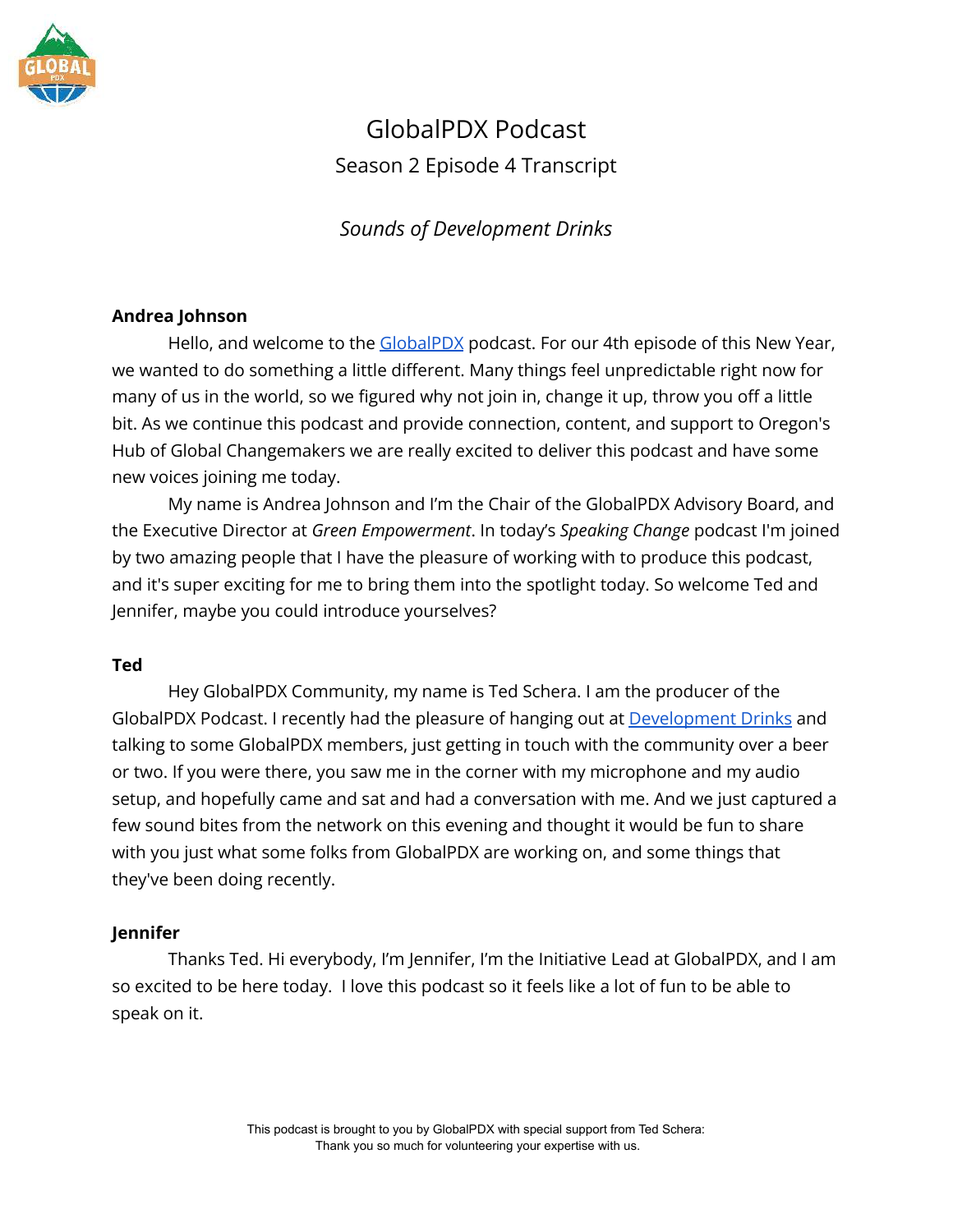# GlobalPDX Podcast

## Season 2 Episode 4 Transcript

### *Sounds of Development Drinks*

**Andrea Johnson**

Hello, and welcome to the GlobalPDX podcast. For our 4th episode of this New Year, we wanted to do something a little different. Many things feel unpredictable right now for many of us in the world, so we figured why not join in, change it up, throw you off a little bit. As we continue this podcast and provide connection, content, and support to Oregon's Hub of Global Changemakers we are really excited to deliver this podcast and have some new voices joining me today.

My name is Andrea Johnson and I'm the Chair of the GlobalPDX Advisory Board, and the Executive Director at *Green Empowerment*. In today's *Speaking Change* podcast I'm joined by two amazing people that I have the pleasure of working with to produce this podcast, and it's super exciting for me to bring them into the spotlight today. So welcome Ted and Jennifer, maybe you could introduce yourselves?

**Ted**

Hey GlobalPDX Community, my name is Ted Schera. I am the producer of the GlobalPDX Podcast. I recently had the pleasure of hanging out at Development Drinks and talking to some GlobalPDX members, just getting in touch with the community over a beer or two. If you were there, you saw me in the corner with my microphone and my audio setup, and hopefully came and sat and had a conversation with me. And we just captured a few sound bites from the network on this evening and thought it would be fun to share with you just what some folks from GlobalPDX are working on, and some things that they've been doing recently.

**Jennifer**

Thanks Ted. Hi everybody, I'm Jennifer, I'm the Initiative Lead at GlobalPDX, and I am so excited to be here today. I love this podcast so it feels like a lot of fun to be able to speak on it.

This podcast is brought to you by GlobalPDX with special support from Ted Schera: Thank you so much for volunteering your expertise with us.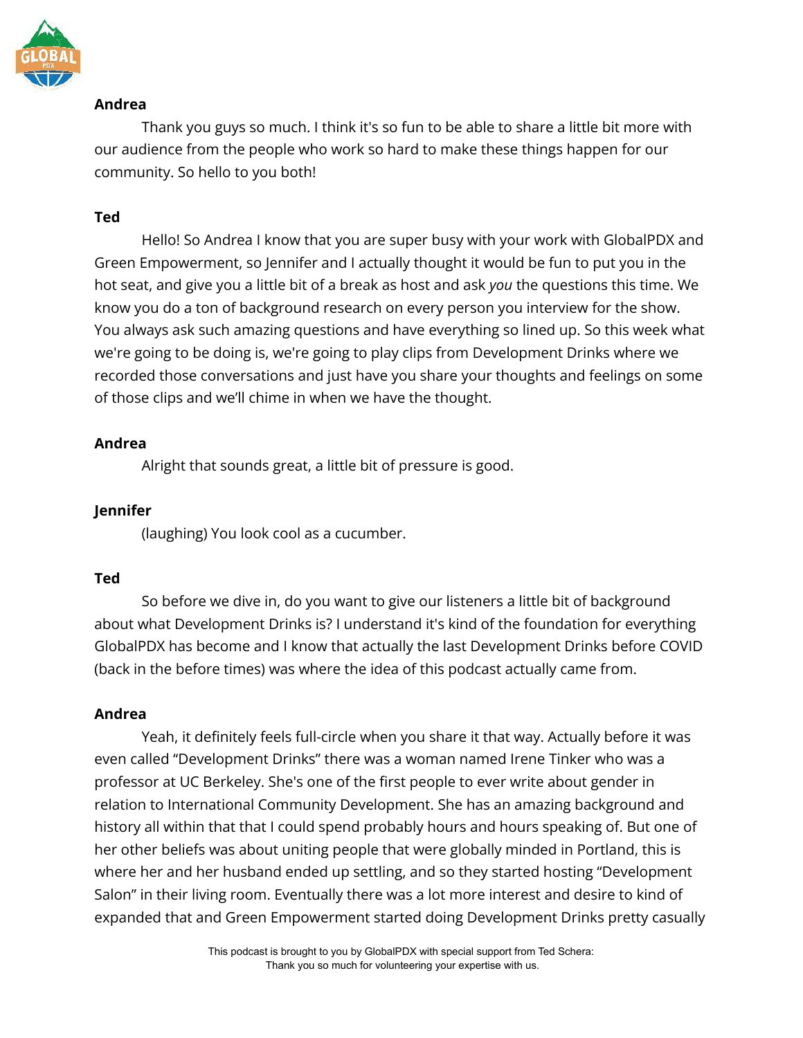**Andrea**

Thank you guys so much. I think it's so fun to be able to share a little bit more with our audience from the people who work so hard to make these things happen for our community. So hello to you both!

**Ted**

Hello! So Andrea I know that you are super busy with your work with GlobalPDX and Green Empowerment, so Jennifer and I actually thought it would be fun to put you in the hot seat, and give you a little bit of a break as host and ask *you* the questions this time. We know you do a ton of background research on every person you interview for the show. You always ask such amazing questions and have everything so lined up. So this week what we're going to be doing is, we're going to play clips from Development Drinks where we recorded those conversations and just have you share your thoughts and feelings on some of those clips and we'll chime in when we have the thought.

**Andrea**

Alright that sounds great, a little bit of pressure is good.

**Jennifer**

(laughing) You look cool as a cucumber.

**Ted**

So before we dive in, do you want to give our listeners a little bit of background about what Development Drinks is? I understand it's kind of the foundation for everything GlobalPDX has become and I know that actually the last Development Drinks before COVID (back in the before times) was where the idea of this podcast actually came from.

**Andrea**

Yeah, it definitely feels full-circle when you share it that way. Actually before it was even called "Development Drinks" there was a woman named Irene Tinker who was a professor at UC Berkeley. She's one of the first people to ever write about gender in relation to International Community Development. She has an amazing background and history all within that that I could spend probably hours and hours speaking of. But one of her other beliefs was about uniting people that were globally minded in Portland, this is where her and her husband ended up settling, and so they started hosting "Development Salon" in their living room. Eventually there was a lot more interest and desire to kind of expanded that and Green Empowerment started doing Development Drinks pretty casually

This podcast is brought to you by GlobalPDX with special support from Ted Schera: Thank you so much for volunteering your expertise with us.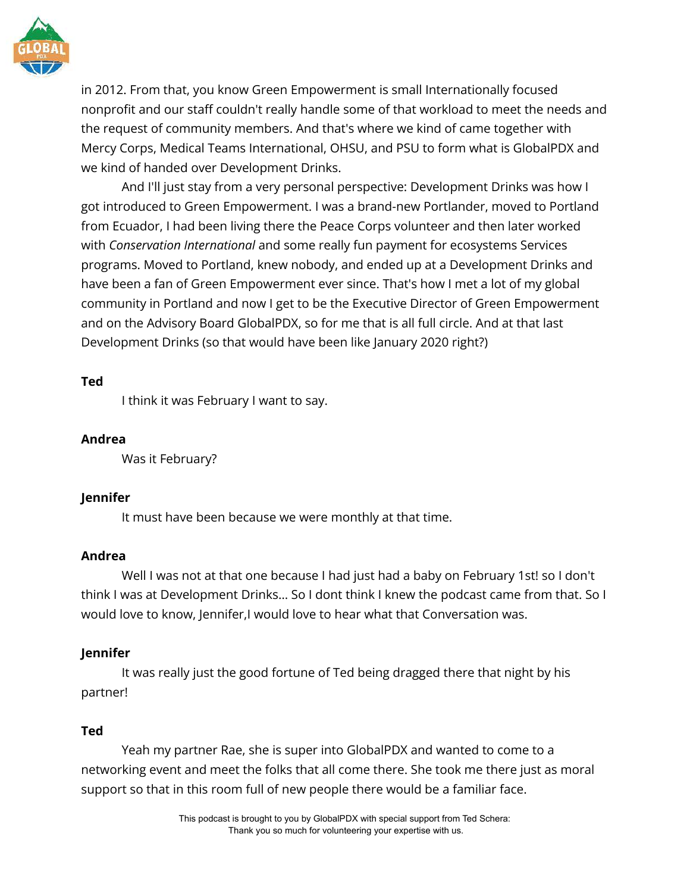in 2012. From that, you know Green Empowerment is small Internationally focused nonprofit and our staff couldn't really handle some of that workload to meet the needs and the request of community members. And that's where we kind of came together with Mercy Corps, Medical Teams International, OHSU, and PSU to form what is GlobalPDX and we kind of handed over Development Drinks.

And I'll just stay from a very personal perspective: Development Drinks was how I got introduced to Green Empowerment. I was a brand-new Portlander, moved to Portland from Ecuador, I had been living there the Peace Corps volunteer and then later worked with *Conservation International* and some really fun payment for ecosystems Services programs. Moved to Portland, knew nobody, and ended up at a Development Drinks and have been a fan of Green Empowerment ever since. That's how I met a lot of my global community in Portland and now I get to be the Executive Director of Green Empowerment and on the Advisory Board GlobalPDX, so for me that is all full circle. And at that last Development Drinks (so that would have been like January 2020 right?)

**Ted**

I think it was February I want to say.

**Andrea**

Was it February?

**Jennifer**

It must have been because we were monthly at that time.

**Andrea**

Well I was not at that one because I had just had a baby on February 1st! so I don't think I was at Development Drinks... So I dont think I knew the podcast came from that. So I would love to know, Jennifer,I would love to hear what that Conversation was.

**Jennifer**

It was really just the good fortune of Ted being dragged there that night by his partner!

**Ted**

Yeah my partner Rae, she is super into GlobalPDX and wanted to come to a networking event and meet the folks that all come there. She took me there just as moral support so that in this room full of new people there would be a familiar face.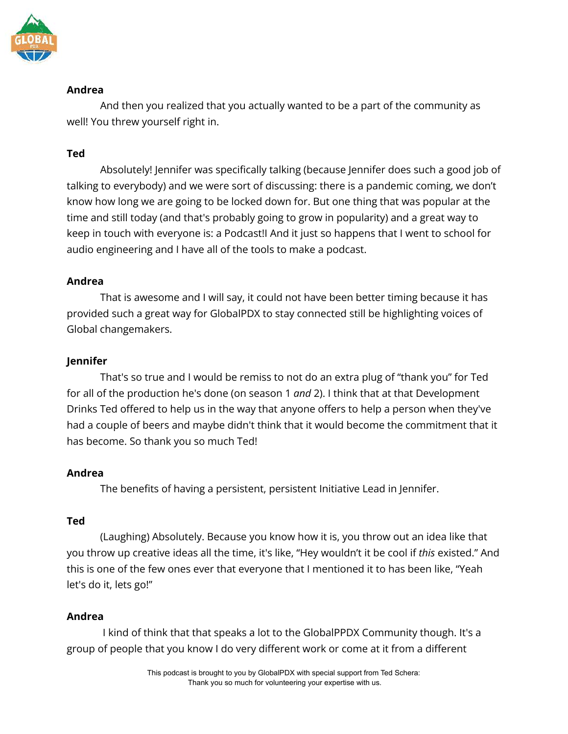**Andrea**

And then you realized that you actually wanted to be a part of the community as well! You threw yourself right in.

**Ted**

Absolutely! Jennifer was specifically talking (because Jennifer does such a good job of talking to everybody) and we were sort of discussing: there is a pandemic coming, we don't know how long we are going to be locked down for. But one thing that was popular at the time and still today (and that's probably going to grow in popularity) and a great way to keep in touch with everyone is: a Podcast!I And it just so happens that I went to school for audio engineering and I have all of the tools to make a podcast.

**Andrea**

That is awesome and I will say, it could not have been better timing because it has provided such a great way for GlobalPDX to stay connected still be highlighting voices of Global changemakers.

**Jennifer**

That's so true and I would be remiss to not do an extra plug of "thank you" for Ted for all of the production he's done (on season 1 *and* 2). I think that at that Development Drinks Ted offered to help us in the way that anyone offers to help a person when they've had a couple of beers and maybe didn't think that it would become the commitment that it has become. So thank you so much Ted!

**Andrea**

The benefits of having a persistent, persistent Initiative Lead in Jennifer.

**Ted**

(Laughing) Absolutely. Because you know how it is, you throw out an idea like that you throw up creative ideas all the time, it's like, "Hey wouldn't it be cool if *this* existed." And this is one of the few ones ever that everyone that I mentioned it to has been like, "Yeah let's do it, lets go!"

**Andrea**

I kind of think that that speaks a lot to the GlobalPPDX Community though. It's a group of people that you know I do very different work or come at it from a different

This podcast is brought to you by GlobalPDX with special support from Ted Schera: Thank you so much for volunteering your expertise with us.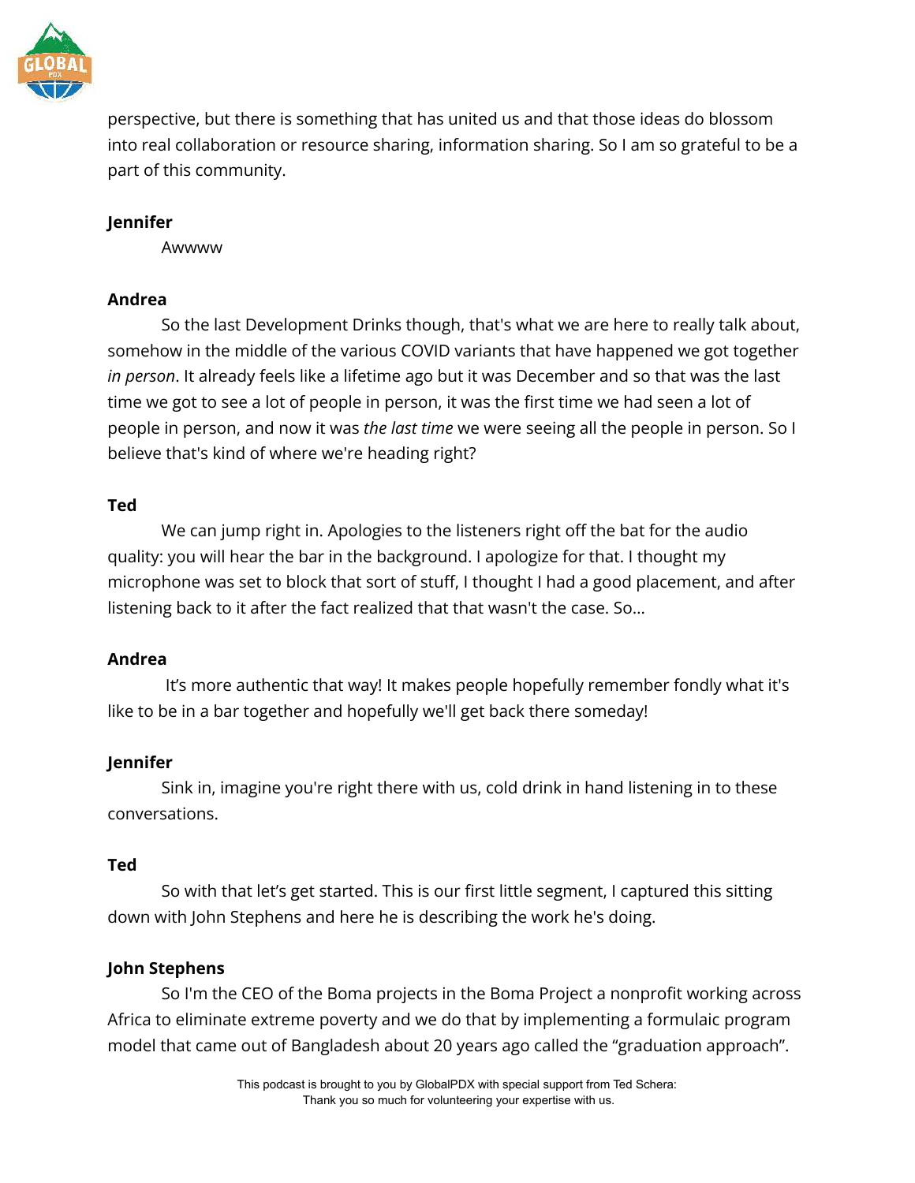perspective, but there is something that has united us and that those ideas do blossom into real collaboration or resource sharing, information sharing. So I am so grateful to be a part of this community.

**Jennifer**

Awwww

**Andrea**

So the last Development Drinks though, that's what we are here to really talk about, somehow in the middle of the various COVID variants that have happened we got together *in person*. It already feels like a lifetime ago but it was December and so that was the last time we got to see a lot of people in person, it was the first time we had seen a lot of people in person, and now it was *the last time* we were seeing all the people in person. So I believe that's kind of where we're heading right?

**Ted**

We can jump right in. Apologies to the listeners right off the bat for the audio quality: you will hear the bar in the background. I apologize for that. I thought my microphone was set to block that sort of stuff, I thought I had a good placement, and after listening back to it after the fact realized that that wasn't the case. So…

**Andrea**

It's more authentic that way! It makes people hopefully remember fondly what it's like to be in a bar together and hopefully we'll get back there someday!

**Jennifer**

Sink in, imagine you're right there with us, cold drink in hand listening in to these conversations.

**Ted**

So with that let's get started. This is our first little segment, I captured this sitting down with John Stephens and here he is describing the work he's doing.

**John Stephens**

So I'm the CEO of the Boma projects in the Boma Project a nonprofit working across Africa to eliminate extreme poverty and we do that by implementing a formulaic program model that came out of Bangladesh about 20 years ago called the "graduation approach".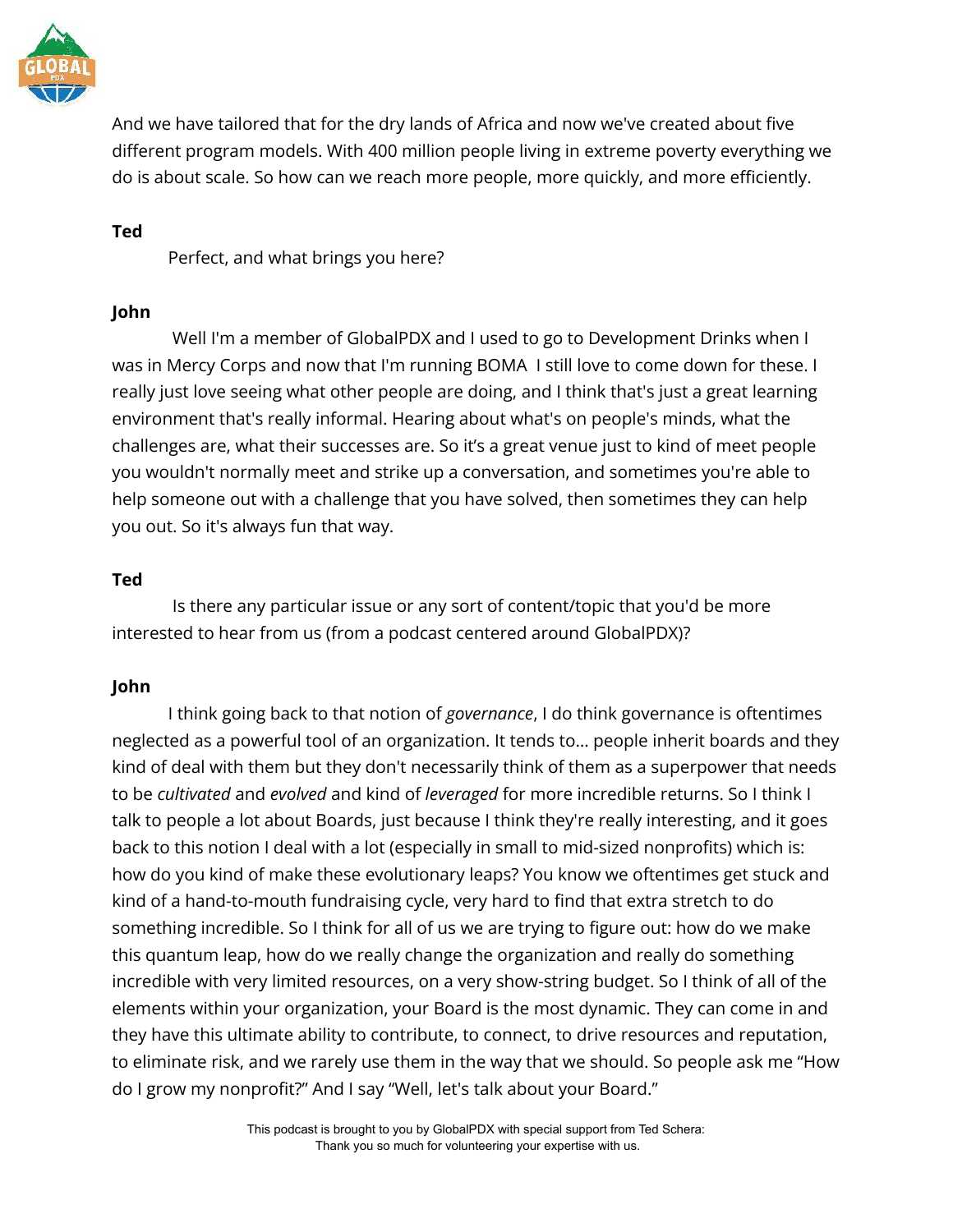And we have tailored that for the dry lands of Africa and now we've created about five different program models. With 400 million people living in extreme poverty everything we do is about scale. So how can we reach more people, more quickly, and more efficiently.

**Ted**

Perfect, and what brings you here?

**John**

Well I'm a member of GlobalPDX and I used to go to Development Drinks when I was in Mercy Corps and now that I'm running BOMA I still love to come down for these. I really just love seeing what other people are doing, and I think that's just a great learning environment that's really informal. Hearing about what's on people's minds, what the challenges are, what their successes are. So it's a great venue just to kind of meet people you wouldn't normally meet and strike up a conversation, and sometimes you're able to help someone out with a challenge that you have solved, then sometimes they can help you out. So it's always fun that way.

**Ted**

Is there any particular issue or any sort of content/topic that you'd be more interested to hear from us (from a podcast centered around GlobalPDX)?

**John**

I think going back to that notion of *governance*, I do think governance is oftentimes neglected as a powerful tool of an organization. It tends to... people inherit boards and they kind of deal with them but they don't necessarily think of them as a superpower that needs to be *cultivated* and *evolved* and kind of *leveraged* for more incredible returns. So I think I talk to people a lot about Boards, just because I think they're really interesting, and it goes back to this notion I deal with a lot (especially in small to mid-sized nonprofits) which is: how do you kind of make these evolutionary leaps? You know we oftentimes get stuck and kind of a hand-to-mouth fundraising cycle, very hard to find that extra stretch to do something incredible. So I think for all of us we are trying to figure out: how do we make this quantum leap, how do we really change the organization and really do something incredible with very limited resources, on a very show-string budget. So I think of all of the elements within your organization, your Board is the most dynamic. They can come in and they have this ultimate ability to contribute, to connect, to drive resources and reputation, to eliminate risk, and we rarely use them in the way that we should. So people ask me "How do I grow my nonprofit?" And I say "Well, let's talk about your Board."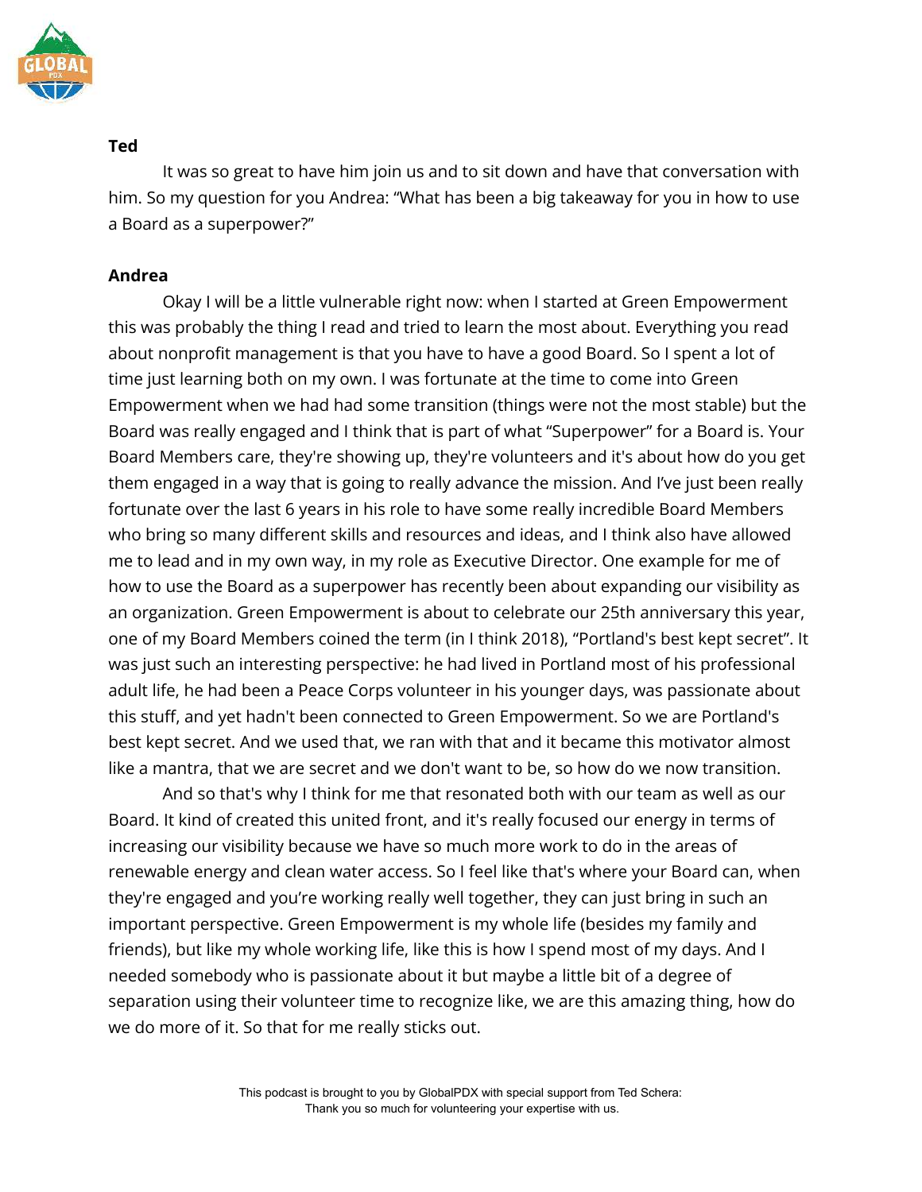**Ted**

It was so great to have him join us and to sit down and have that conversation with him. So my question for you Andrea: "What has been a big takeaway for you in how to use a Board as a superpower?"

**Andrea**

Okay I will be a little vulnerable right now: when I started at Green Empowerment this was probably the thing I read and tried to learn the most about. Everything you read about nonprofit management is that you have to have a good Board. So I spent a lot of time just learning both on my own. I was fortunate at the time to come into Green Empowerment when we had had some transition (things were not the most stable) but the Board was really engaged and I think that is part of what "Superpower" for a Board is. Your Board Members care, they're showing up, they're volunteers and it's about how do you get them engaged in a way that is going to really advance the mission. And I've just been really fortunate over the last 6 years in his role to have some really incredible Board Members who bring so many different skills and resources and ideas, and I think also have allowed me to lead and in my own way, in my role as Executive Director. One example for me of how to use the Board as a superpower has recently been about expanding our visibility as an organization. Green Empowerment is about to celebrate our 25th anniversary this year, one of my Board Members coined the term (in I think 2018), "Portland's best kept secret". It was just such an interesting perspective: he had lived in Portland most of his professional adult life, he had been a Peace Corps volunteer in his younger days, was passionate about this stuff, and yet hadn't been connected to Green Empowerment. So we are Portland's best kept secret. And we used that, we ran with that and it became this motivator almost like a mantra, that we are secret and we don't want to be, so how do we now transition.

And so that's why I think for me that resonated both with our team as well as our Board. It kind of created this united front, and it's really focused our energy in terms of increasing our visibility because we have so much more work to do in the areas of renewable energy and clean water access. So I feel like that's where your Board can, when they're engaged and you're working really well together, they can just bring in such an important perspective. Green Empowerment is my whole life (besides my family and friends), but like my whole working life, like this is how I spend most of my days. And I needed somebody who is passionate about it but maybe a little bit of a degree of separation using their volunteer time to recognize like, we are this amazing thing, how do we do more of it. So that for me really sticks out.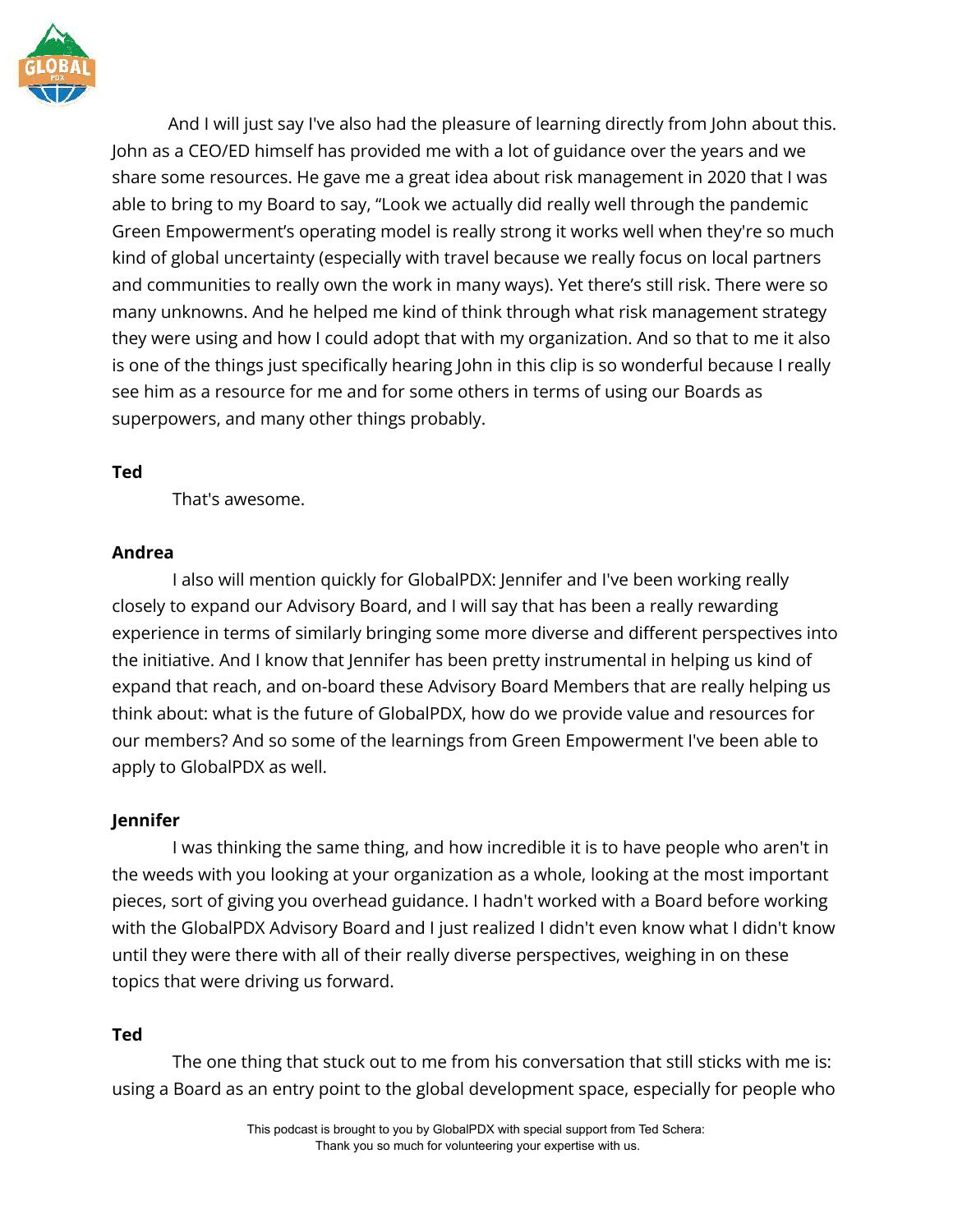And I will just say I've also had the pleasure of learning directly from John about this. John as a CEO/ED himself has provided me with a lot of guidance over the years and we share some resources. He gave me a great idea about risk management in 2020 that I was able to bring to my Board to say, "Look we actually did really well through the pandemic Green Empowerment's operating model is really strong it works well when they're so much kind of global uncertainty (especially with travel because we really focus on local partners and communities to really own the work in many ways). Yet there's still risk. There were so many unknowns. And he helped me kind of think through what risk management strategy they were using and how I could adopt that with my organization. And so that to me it also is one of the things just specifically hearing John in this clip is so wonderful because I really see him as a resource for me and for some others in terms of using our Boards as superpowers, and many other things probably.

**Ted**

That's awesome.

**Andrea**

I also will mention quickly for GlobalPDX: Jennifer and I've been working really closely to expand our Advisory Board, and I will say that has been a really rewarding experience in terms of similarly bringing some more diverse and different perspectives into the initiative. And I know that Jennifer has been pretty instrumental in helping us kind of expand that reach, and on-board these Advisory Board Members that are really helping us think about: what is the future of GlobalPDX, how do we provide value and resources for our members? And so some of the learnings from Green Empowerment I've been able to apply to GlobalPDX as well.

**Jennifer**

I was thinking the same thing, and how incredible it is to have people who aren't in the weeds with you looking at your organization as a whole, looking at the most important pieces, sort of giving you overhead guidance. I hadn't worked with a Board before working with the GlobalPDX Advisory Board and I just realized I didn't even know what I didn't know until they were there with all of their really diverse perspectives, weighing in on these topics that were driving us forward.

**Ted**

The one thing that stuck out to me from his conversation that still sticks with me is: using a Board as an entry point to the global development space, especially for people who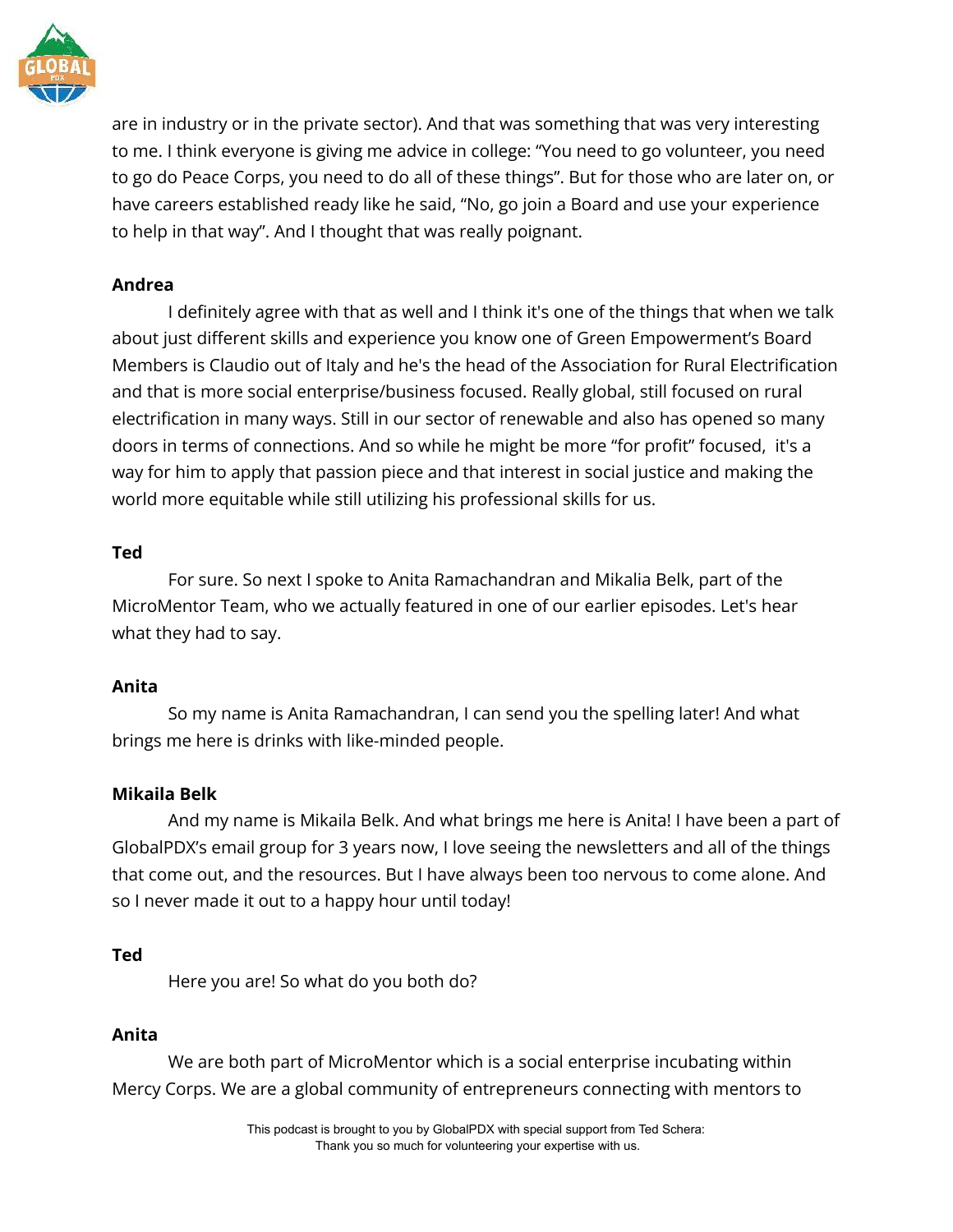are in industry or in the private sector). And that was something that was very interesting to me. I think everyone is giving me advice in college: "You need to go volunteer, you need to go do Peace Corps, you need to do all of these things". But for those who are later on, or have careers established ready like he said, "No, go join a Board and use your experience to help in that way". And I thought that was really poignant.

**Andrea**

I definitely agree with that as well and I think it's one of the things that when we talk about just different skills and experience you know one of Green Empowerment's Board Members is Claudio out of Italy and he's the head of the Association for Rural Electrification and that is more social enterprise/business focused. Really global, still focused on rural electrification in many ways. Still in our sector of renewable and also has opened so many doors in terms of connections. And so while he might be more "for profit" focused, it's a way for him to apply that passion piece and that interest in social justice and making the world more equitable while still utilizing his professional skills for us.

**Ted**

For sure. So next I spoke to Anita Ramachandran and Mikalia Belk, part of the MicroMentor Team, who we actually featured in one of our earlier episodes. Let's hear what they had to say.

**Anita**

So my name is Anita Ramachandran, I can send you the spelling later! And what brings me here is drinks with like-minded people.

**Mikaila Belk**

And my name is Mikaila Belk. And what brings me here is Anita! I have been a part of GlobalPDX's email group for 3 years now, I love seeing the newsletters and all of the things that come out, and the resources. But I have always been too nervous to come alone. And so I never made it out to a happy hour until today!

**Ted**

Here you are! So what do you both do?

**Anita**

We are both part of MicroMentor which is a social enterprise incubating within Mercy Corps. We are a global community of entrepreneurs connecting with mentors to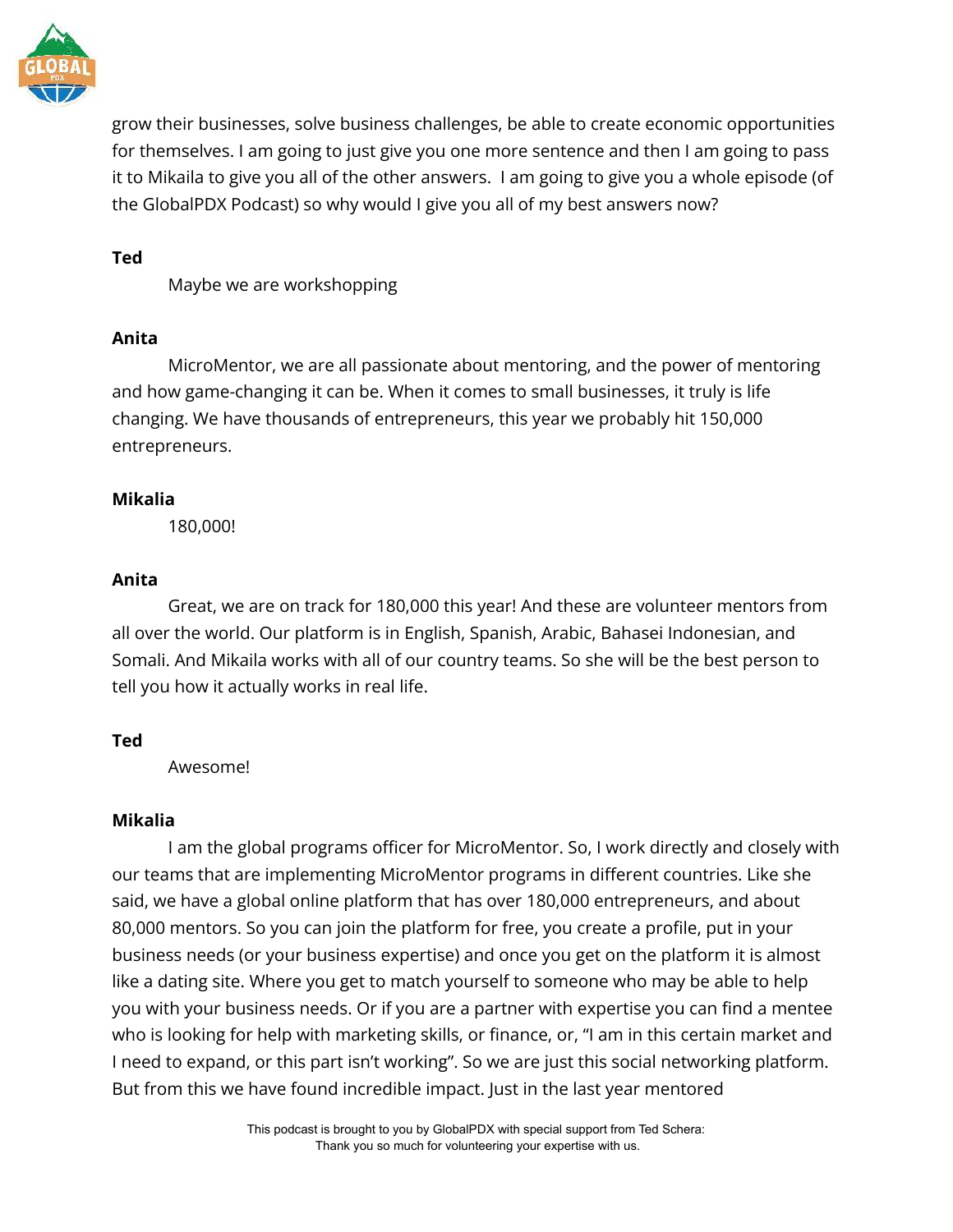grow their businesses, solve business challenges, be able to create economic opportunities for themselves. I am going to just give you one more sentence and then I am going to pass it to Mikaila to give you all of the other answers. I am going to give you a whole episode (of the GlobalPDX Podcast) so why would I give you all of my best answers now?

**Ted**

Maybe we are workshopping

**Anita**

MicroMentor, we are all passionate about mentoring, and the power of mentoring and how game-changing it can be. When it comes to small businesses, it truly is life changing. We have thousands of entrepreneurs, this year we probably hit 150,000 entrepreneurs.

**Mikalia**

180,000!

**Anita**

Great, we are on track for 180,000 this year! And these are volunteer mentors from all over the world. Our platform is in English, Spanish, Arabic, Bahasei Indonesian, and Somali. And Mikaila works with all of our country teams. So she will be the best person to tell you how it actually works in real life.

**Ted**

Awesome!

**Mikalia**

I am the global programs officer for MicroMentor. So, I work directly and closely with our teams that are implementing MicroMentor programs in different countries. Like she said, we have a global online platform that has over 180,000 entrepreneurs, and about 80,000 mentors. So you can join the platform for free, you create a profile, put in your business needs (or your business expertise) and once you get on the platform it is almost like a dating site. Where you get to match yourself to someone who may be able to help you with your business needs. Or if you are a partner with expertise you can find a mentee who is looking for help with marketing skills, or finance, or, "I am in this certain market and I need to expand, or this part isn't working". So we are just this social networking platform. But from this we have found incredible impact. Just in the last year mentored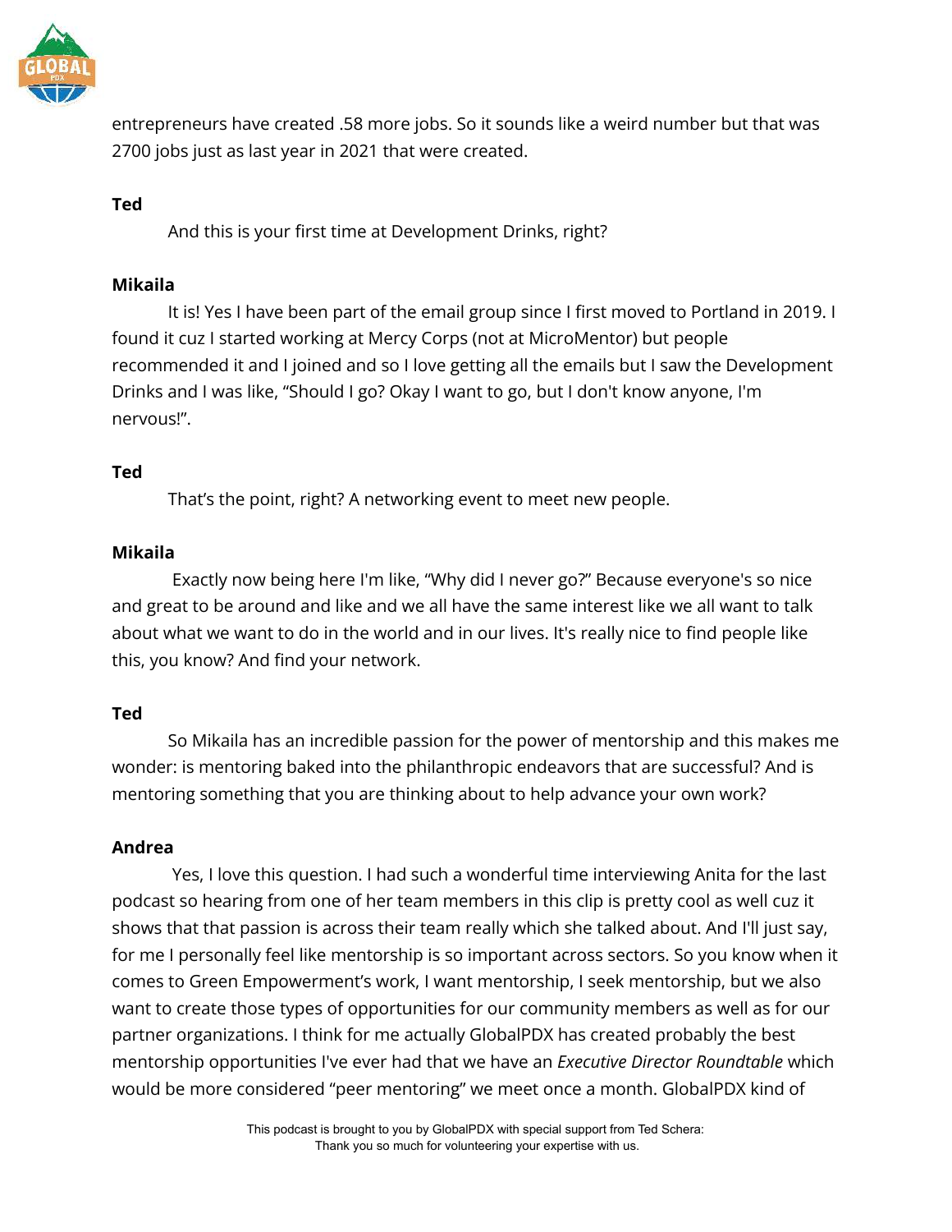entrepreneurs have created .58 more jobs. So it sounds like a weird number but that was 2700 jobs just as last year in 2021 that were created.

**Ted**

And this is your first time at Development Drinks, right?

**Mikaila**

It is! Yes I have been part of the email group since I first moved to Portland in 2019. I found it cuz I started working at Mercy Corps (not at MicroMentor) but people recommended it and I joined and so I love getting all the emails but I saw the Development Drinks and I was like, “Should I go? Okay I want to go, but I don't know anyone, I'm nervous!”.

**Ted**

That’s the point, right? A networking event to meet new people.

**Mikaila**

Exactly now being here I'm like, “Why did I never go?” Because everyone's so nice and great to be around and like and we all have the same interest like we all want to talk about what we want to do in the world and in our lives. It's really nice to find people like this, you know? And find your network.

**Ted**

So Mikaila has an incredible passion for the power of mentorship and this makes me wonder: is mentoring baked into the philanthropic endeavors that are successful? And is mentoring something that you are thinking about to help advance your own work?

**Andrea**

Yes, I love this question. I had such a wonderful time interviewing Anita for the last podcast so hearing from one of her team members in this clip is pretty cool as well cuz it shows that that passion is across their team really which she talked about. And I'll just say, for me I personally feel like mentorship is so important across sectors. So you know when it comes to Green Empowerment’s work, I want mentorship, I seek mentorship, but we also want to create those types of opportunities for our community members as well as for our partner organizations. I think for me actually GlobalPDX has created probably the best mentorship opportunities I've ever had that we have an *Executive Director Roundtable* which would be more considered “peer mentoring” we meet once a month. GlobalPDX kind of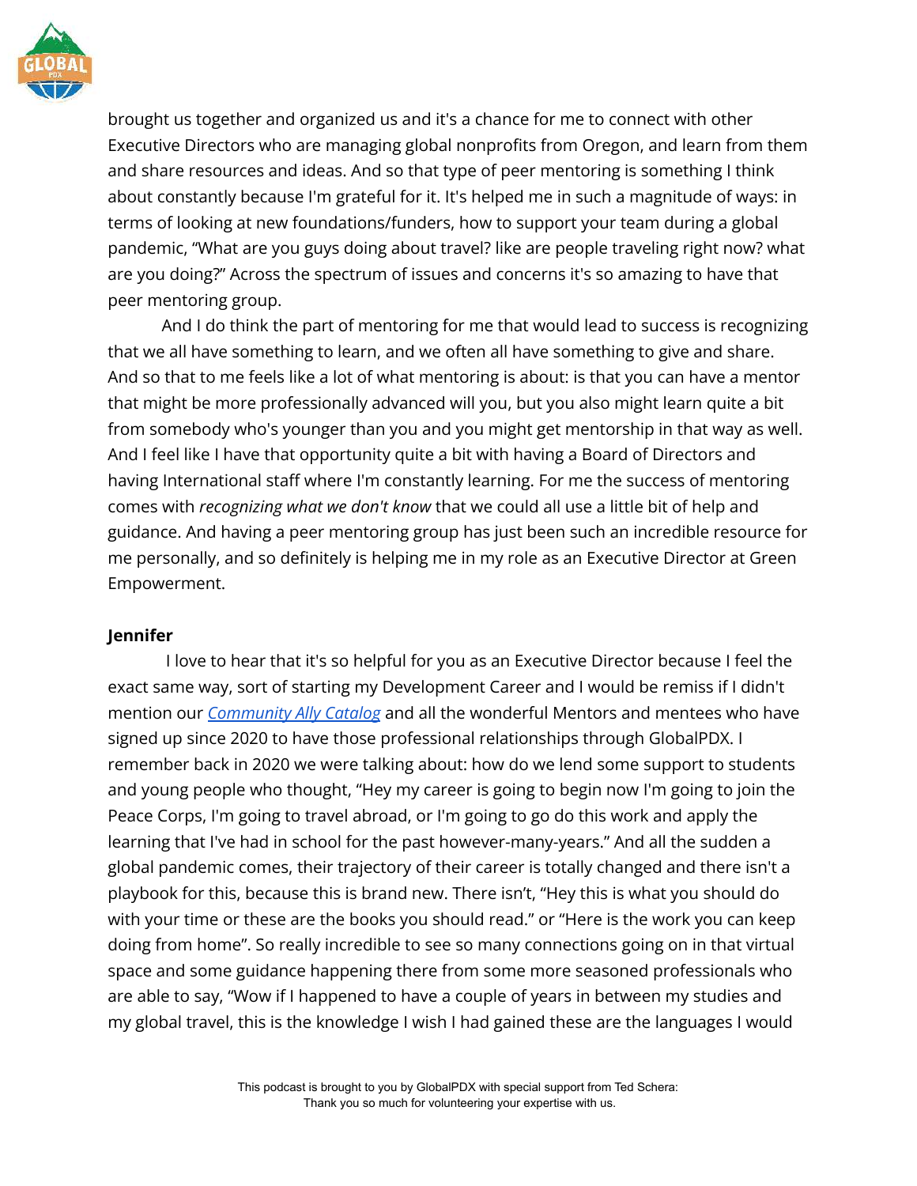brought us together and organized us and it's a chance for me to connect with other Executive Directors who are managing global nonprofits from Oregon, and learn from them and share resources and ideas. And so that type of peer mentoring is something I think about constantly because I'm grateful for it. It's helped me in such a magnitude of ways: in terms of looking at new foundations/funders, how to support your team during a global pandemic, "What are you guys doing about travel? like are people traveling right now? what are you doing?" Across the spectrum of issues and concerns it's so amazing to have that peer mentoring group.

And I do think the part of mentoring for me that would lead to success is recognizing that we all have something to learn, and we often all have something to give and share. And so that to me feels like a lot of what mentoring is about: is that you can have a mentor that might be more professionally advanced will you, but you also might learn quite a bit from somebody who's younger than you and you might get mentorship in that way as well. And I feel like I have that opportunity quite a bit with having a Board of Directors and having International staff where I'm constantly learning. For me the success of mentoring comes with *recognizing what we don't know* that we could all use a little bit of help and guidance. And having a peer mentoring group has just been such an incredible resource for me personally, and so definitely is helping me in my role as an Executive Director at Green Empowerment.

**Jennifer**

I love to hear that it's so helpful for you as an Executive Director because I feel the exact same way, sort of starting my Development Career and I would be remiss if I didn't mention our *Community Ally Catalog* and all the wonderful Mentors and mentees who have signed up since 2020 to have those professional relationships through GlobalPDX. I remember back in 2020 we were talking about: how do we lend some support to students and young people who thought, "Hey my career is going to begin now I'm going to join the Peace Corps, I'm going to travel abroad, or I'm going to go do this work and apply the learning that I've had in school for the past however-many-years." And all the sudden a global pandemic comes, their trajectory of their career is totally changed and there isn't a playbook for this, because this is brand new. There isn't, "Hey this is what you should do with your time or these are the books you should read." or "Here is the work you can keep doing from home". So really incredible to see so many connections going on in that virtual space and some guidance happening there from some more seasoned professionals who are able to say, "Wow if I happened to have a couple of years in between my studies and my global travel, this is the knowledge I wish I had gained these are the languages I would

This podcast is brought to you by GlobalPDX with special support from Ted Schera:
Thank you so much for volunteering your expertise with us.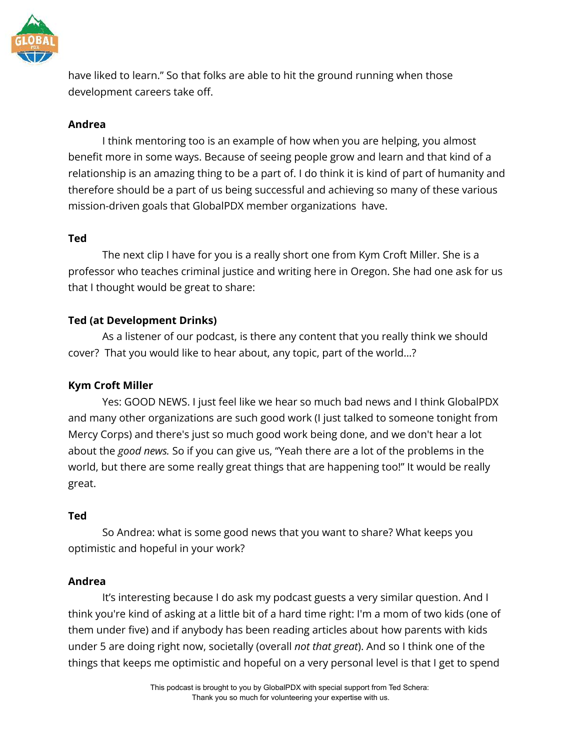have liked to learn." So that folks are able to hit the ground running when those development careers take off.

**Andrea**

I think mentoring too is an example of how when you are helping, you almost benefit more in some ways. Because of seeing people grow and learn and that kind of a relationship is an amazing thing to be a part of. I do think it is kind of part of humanity and therefore should be a part of us being successful and achieving so many of these various mission-driven goals that GlobalPDX member organizations have.

**Ted**

The next clip I have for you is a really short one from Kym Croft Miller. She is a professor who teaches criminal justice and writing here in Oregon. She had one ask for us that I thought would be great to share:

**Ted (at Development Drinks)**

As a listener of our podcast, is there any content that you really think we should cover? That you would like to hear about, any topic, part of the world...?

**Kym Croft Miller**

Yes: GOOD NEWS. I just feel like we hear so much bad news and I think GlobalPDX and many other organizations are such good work (I just talked to someone tonight from Mercy Corps) and there's just so much good work being done, and we don't hear a lot about the *good news.* So if you can give us, "Yeah there are a lot of the problems in the world, but there are some really great things that are happening too!" It would be really great.

**Ted**

So Andrea: what is some good news that you want to share? What keeps you optimistic and hopeful in your work?

**Andrea**

It's interesting because I do ask my podcast guests a very similar question. And I think you're kind of asking at a little bit of a hard time right: I'm a mom of two kids (one of them under five) and if anybody has been reading articles about how parents with kids under 5 are doing right now, societally (overall *not that great*). And so I think one of the things that keeps me optimistic and hopeful on a very personal level is that I get to spend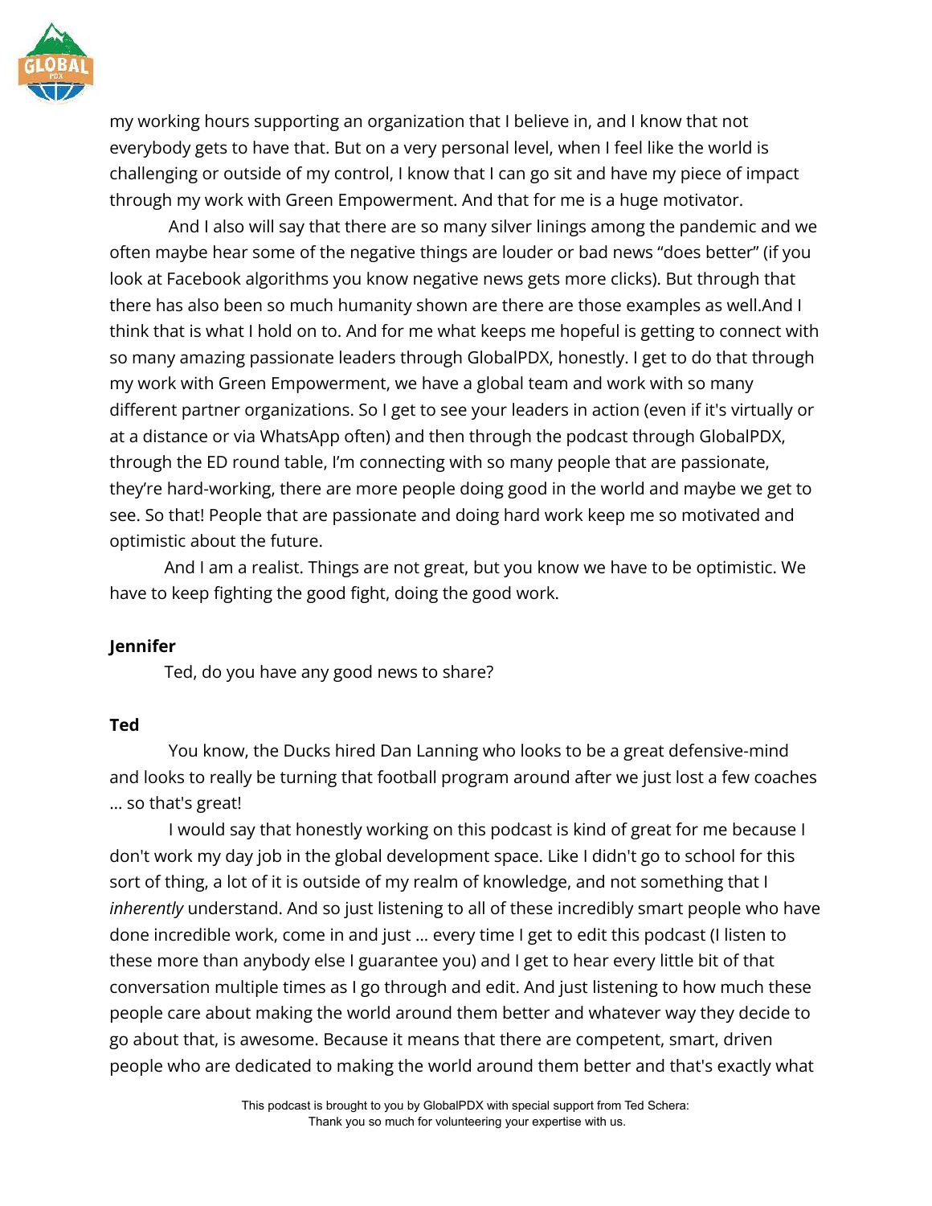my working hours supporting an organization that I believe in, and I know that not everybody gets to have that. But on a very personal level, when I feel like the world is challenging or outside of my control, I know that I can go sit and have my piece of impact through my work with Green Empowerment. And that for me is a huge motivator.

And I also will say that there are so many silver linings among the pandemic and we often maybe hear some of the negative things are louder or bad news "does better" (if you look at Facebook algorithms you know negative news gets more clicks). But through that there has also been so much humanity shown are there are those examples as well.And I think that is what I hold on to. And for me what keeps me hopeful is getting to connect with so many amazing passionate leaders through GlobalPDX, honestly. I get to do that through my work with Green Empowerment, we have a global team and work with so many different partner organizations. So I get to see your leaders in action (even if it's virtually or at a distance or via WhatsApp often) and then through the podcast through GlobalPDX, through the ED round table, I'm connecting with so many people that are passionate, they're hard-working, there are more people doing good in the world and maybe we get to see. So that! People that are passionate and doing hard work keep me so motivated and optimistic about the future.

And I am a realist. Things are not great, but you know we have to be optimistic. We have to keep fighting the good fight, doing the good work.

**Jennifer**

Ted, do you have any good news to share?

**Ted**

You know, the Ducks hired Dan Lanning who looks to be a great defensive-mind and looks to really be turning that football program around after we just lost a few coaches … so that's great!

I would say that honestly working on this podcast is kind of great for me because I don't work my day job in the global development space. Like I didn't go to school for this sort of thing, a lot of it is outside of my realm of knowledge, and not something that I *inherently* understand. And so just listening to all of these incredibly smart people who have done incredible work, come in and just … every time I get to edit this podcast (I listen to these more than anybody else I guarantee you) and I get to hear every little bit of that conversation multiple times as I go through and edit. And just listening to how much these people care about making the world around them better and whatever way they decide to go about that, is awesome. Because it means that there are competent, smart, driven people who are dedicated to making the world around them better and that's exactly what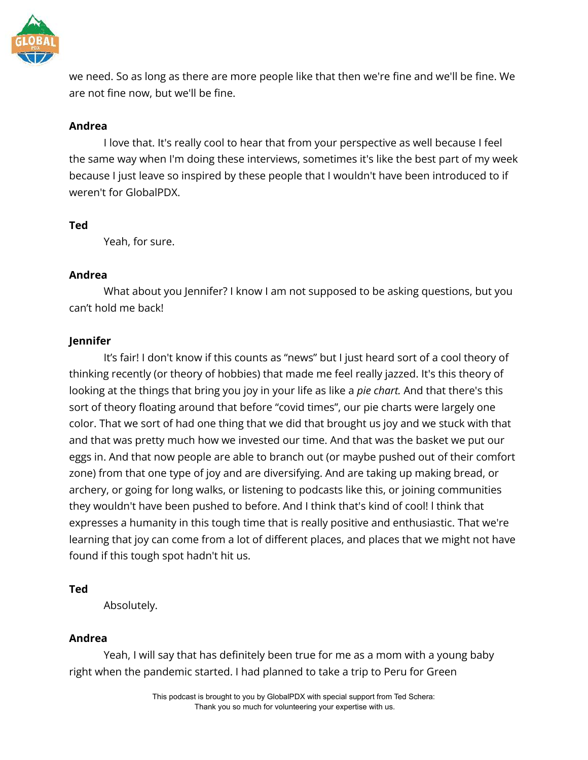we need. So as long as there are more people like that then we're fine and we'll be fine. We are not fine now, but we'll be fine.

**Andrea**

I love that. It's really cool to hear that from your perspective as well because I feel the same way when I'm doing these interviews, sometimes it's like the best part of my week because I just leave so inspired by these people that I wouldn't have been introduced to if weren't for GlobalPDX.

**Ted**

Yeah, for sure.

**Andrea**

What about you Jennifer? I know I am not supposed to be asking questions, but you can't hold me back!

**Jennifer**

It's fair! I don't know if this counts as "news" but I just heard sort of a cool theory of thinking recently (or theory of hobbies) that made me feel really jazzed. It's this theory of looking at the things that bring you joy in your life as like a *pie chart.* And that there's this sort of theory floating around that before "covid times", our pie charts were largely one color. That we sort of had one thing that we did that brought us joy and we stuck with that and that was pretty much how we invested our time. And that was the basket we put our eggs in. And that now people are able to branch out (or maybe pushed out of their comfort zone) from that one type of joy and are diversifying. And are taking up making bread, or archery, or going for long walks, or listening to podcasts like this, or joining communities they wouldn't have been pushed to before. And I think that's kind of cool! I think that expresses a humanity in this tough time that is really positive and enthusiastic. That we're learning that joy can come from a lot of different places, and places that we might not have found if this tough spot hadn't hit us.

**Ted**

Absolutely.

**Andrea**

Yeah, I will say that has definitely been true for me as a mom with a young baby right when the pandemic started. I had planned to take a trip to Peru for Green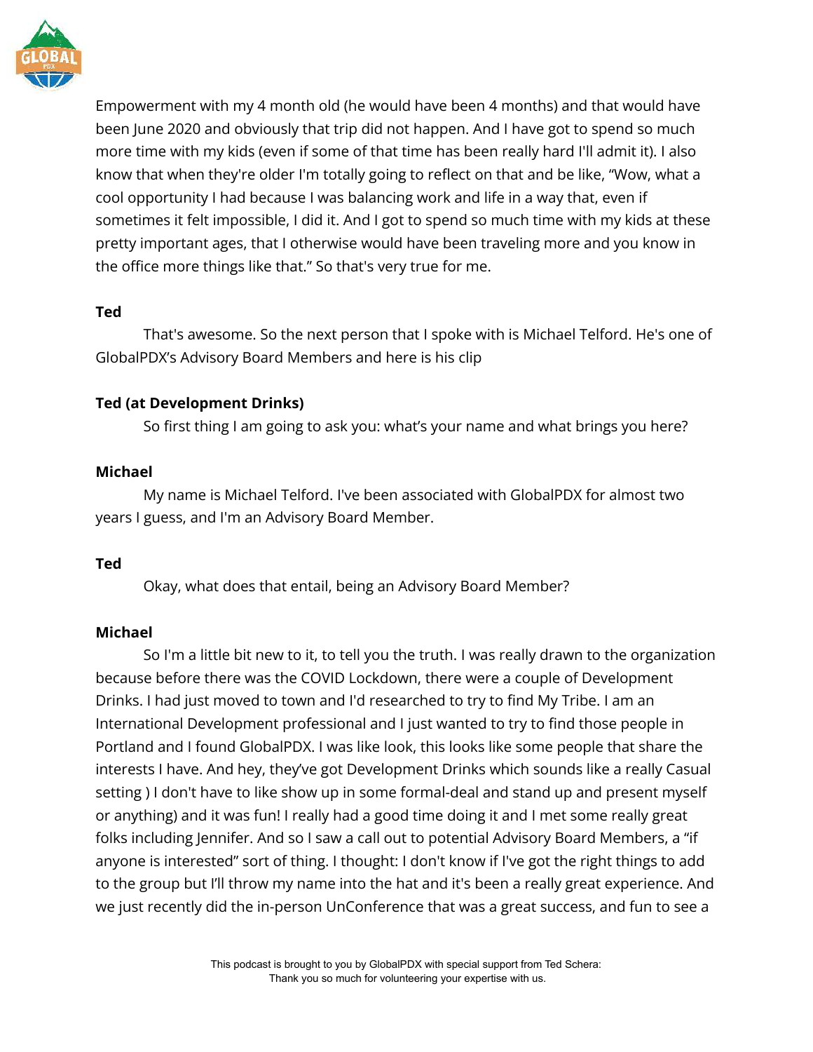Empowerment with my 4 month old (he would have been 4 months) and that would have been June 2020 and obviously that trip did not happen. And I have got to spend so much more time with my kids (even if some of that time has been really hard I'll admit it). I also know that when they're older I'm totally going to reflect on that and be like, "Wow, what a cool opportunity I had because I was balancing work and life in a way that, even if sometimes it felt impossible, I did it. And I got to spend so much time with my kids at these pretty important ages, that I otherwise would have been traveling more and you know in the office more things like that." So that's very true for me.

**Ted**

That's awesome. So the next person that I spoke with is Michael Telford. He's one of GlobalPDX's Advisory Board Members and here is his clip

**Ted (at Development Drinks)**

So first thing I am going to ask you: what's your name and what brings you here?

**Michael**

My name is Michael Telford. I've been associated with GlobalPDX for almost two years I guess, and I'm an Advisory Board Member.

**Ted**

Okay, what does that entail, being an Advisory Board Member?

**Michael**

So I'm a little bit new to it, to tell you the truth. I was really drawn to the organization because before there was the COVID Lockdown, there were a couple of Development Drinks. I had just moved to town and I'd researched to try to find My Tribe. I am an International Development professional and I just wanted to try to find those people in Portland and I found GlobalPDX. I was like look, this looks like some people that share the interests I have. And hey, they've got Development Drinks which sounds like a really Casual setting ) I don't have to like show up in some formal-deal and stand up and present myself or anything) and it was fun! I really had a good time doing it and I met some really great folks including Jennifer. And so I saw a call out to potential Advisory Board Members, a "if anyone is interested" sort of thing. I thought: I don't know if I've got the right things to add to the group but I'll throw my name into the hat and it's been a really great experience. And we just recently did the in-person UnConference that was a great success, and fun to see a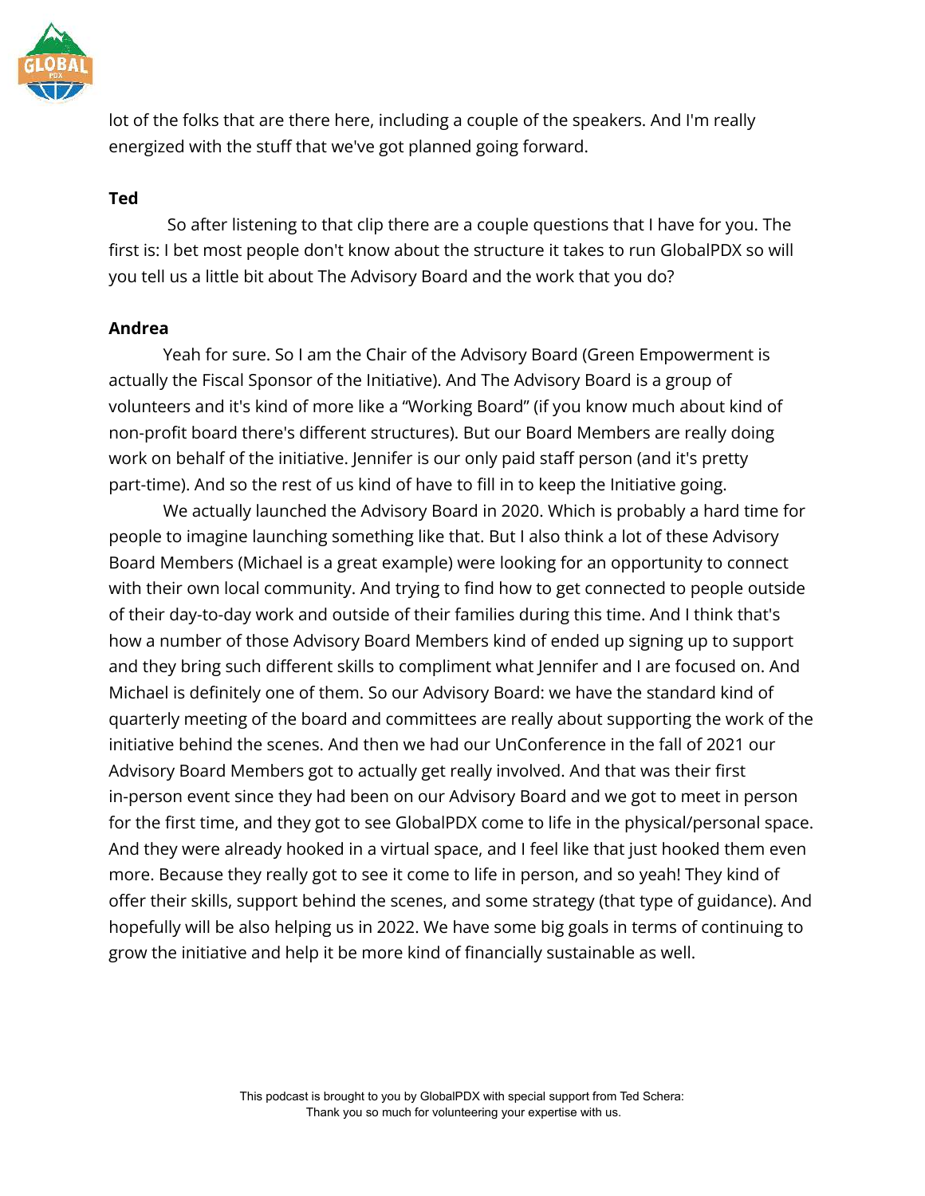lot of the folks that are there here, including a couple of the speakers. And I'm really energized with the stuff that we've got planned going forward.

**Ted**

So after listening to that clip there are a couple questions that I have for you. The first is: I bet most people don't know about the structure it takes to run GlobalPDX so will you tell us a little bit about The Advisory Board and the work that you do?

**Andrea**

Yeah for sure. So I am the Chair of the Advisory Board (Green Empowerment is actually the Fiscal Sponsor of the Initiative). And The Advisory Board is a group of volunteers and it's kind of more like a "Working Board" (if you know much about kind of non-profit board there's different structures). But our Board Members are really doing work on behalf of the initiative. Jennifer is our only paid staff person (and it's pretty part-time). And so the rest of us kind of have to fill in to keep the Initiative going.

We actually launched the Advisory Board in 2020. Which is probably a hard time for people to imagine launching something like that. But I also think a lot of these Advisory Board Members (Michael is a great example) were looking for an opportunity to connect with their own local community. And trying to find how to get connected to people outside of their day-to-day work and outside of their families during this time. And I think that's how a number of those Advisory Board Members kind of ended up signing up to support and they bring such different skills to compliment what Jennifer and I are focused on. And Michael is definitely one of them. So our Advisory Board: we have the standard kind of quarterly meeting of the board and committees are really about supporting the work of the initiative behind the scenes. And then we had our UnConference in the fall of 2021 our Advisory Board Members got to actually get really involved. And that was their first in-person event since they had been on our Advisory Board and we got to meet in person for the first time, and they got to see GlobalPDX come to life in the physical/personal space. And they were already hooked in a virtual space, and I feel like that just hooked them even more. Because they really got to see it come to life in person, and so yeah! They kind of offer their skills, support behind the scenes, and some strategy (that type of guidance). And hopefully will be also helping us in 2022. We have some big goals in terms of continuing to grow the initiative and help it be more kind of financially sustainable as well.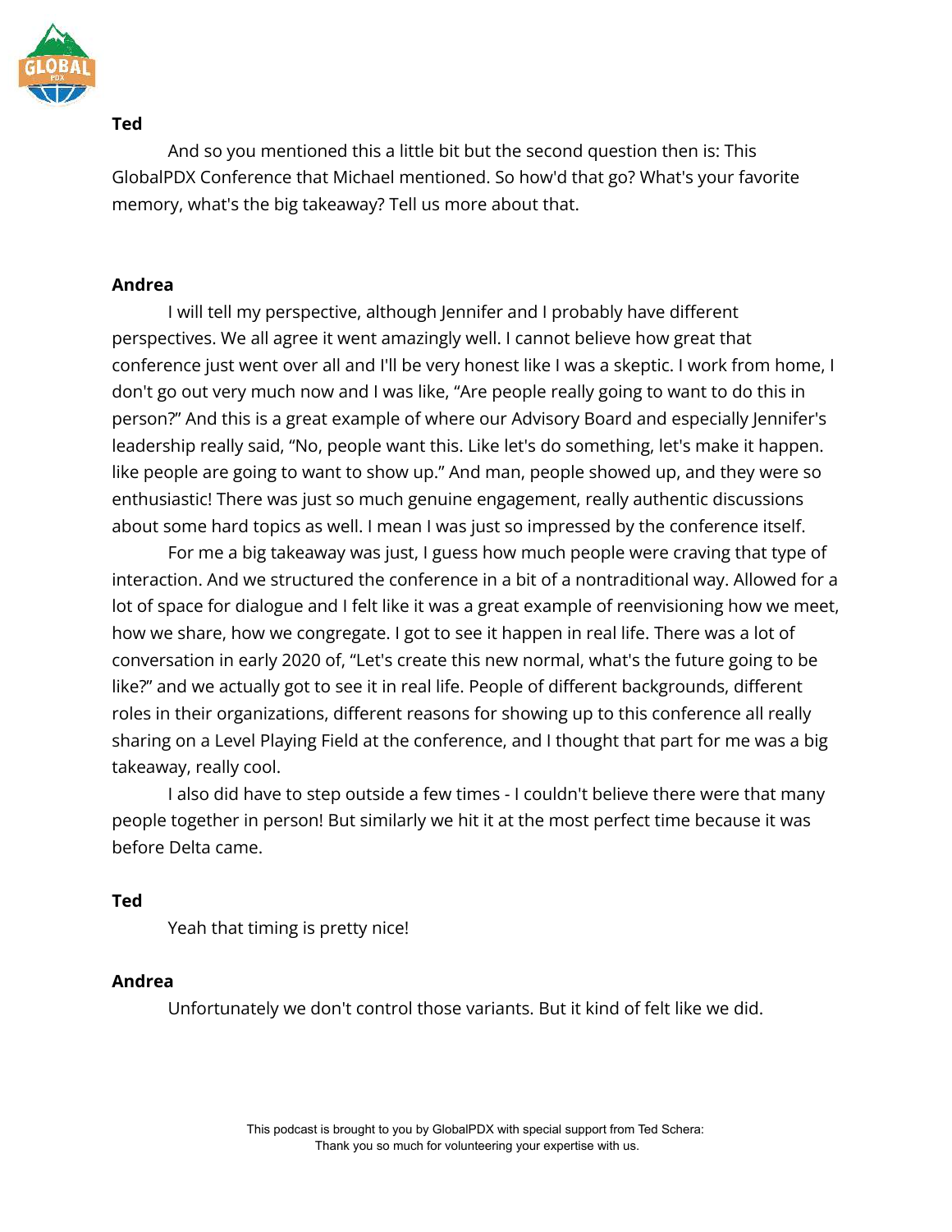**Ted**

And so you mentioned this a little bit but the second question then is: This GlobalPDX Conference that Michael mentioned. So how'd that go? What's your favorite memory, what's the big takeaway? Tell us more about that.

**Andrea**

I will tell my perspective, although Jennifer and I probably have different perspectives. We all agree it went amazingly well. I cannot believe how great that conference just went over all and I'll be very honest like I was a skeptic. I work from home, I don't go out very much now and I was like, "Are people really going to want to do this in person?" And this is a great example of where our Advisory Board and especially Jennifer's leadership really said, "No, people want this. Like let's do something, let's make it happen. like people are going to want to show up." And man, people showed up, and they were so enthusiastic! There was just so much genuine engagement, really authentic discussions about some hard topics as well. I mean I was just so impressed by the conference itself.

For me a big takeaway was just, I guess how much people were craving that type of interaction. And we structured the conference in a bit of a nontraditional way. Allowed for a lot of space for dialogue and I felt like it was a great example of reenvisioning how we meet, how we share, how we congregate. I got to see it happen in real life. There was a lot of conversation in early 2020 of, "Let's create this new normal, what's the future going to be like?" and we actually got to see it in real life. People of different backgrounds, different roles in their organizations, different reasons for showing up to this conference all really sharing on a Level Playing Field at the conference, and I thought that part for me was a big takeaway, really cool.

I also did have to step outside a few times - I couldn't believe there were that many people together in person! But similarly we hit it at the most perfect time because it was before Delta came.

**Ted**

Yeah that timing is pretty nice!

**Andrea**

Unfortunately we don't control those variants. But it kind of felt like we did.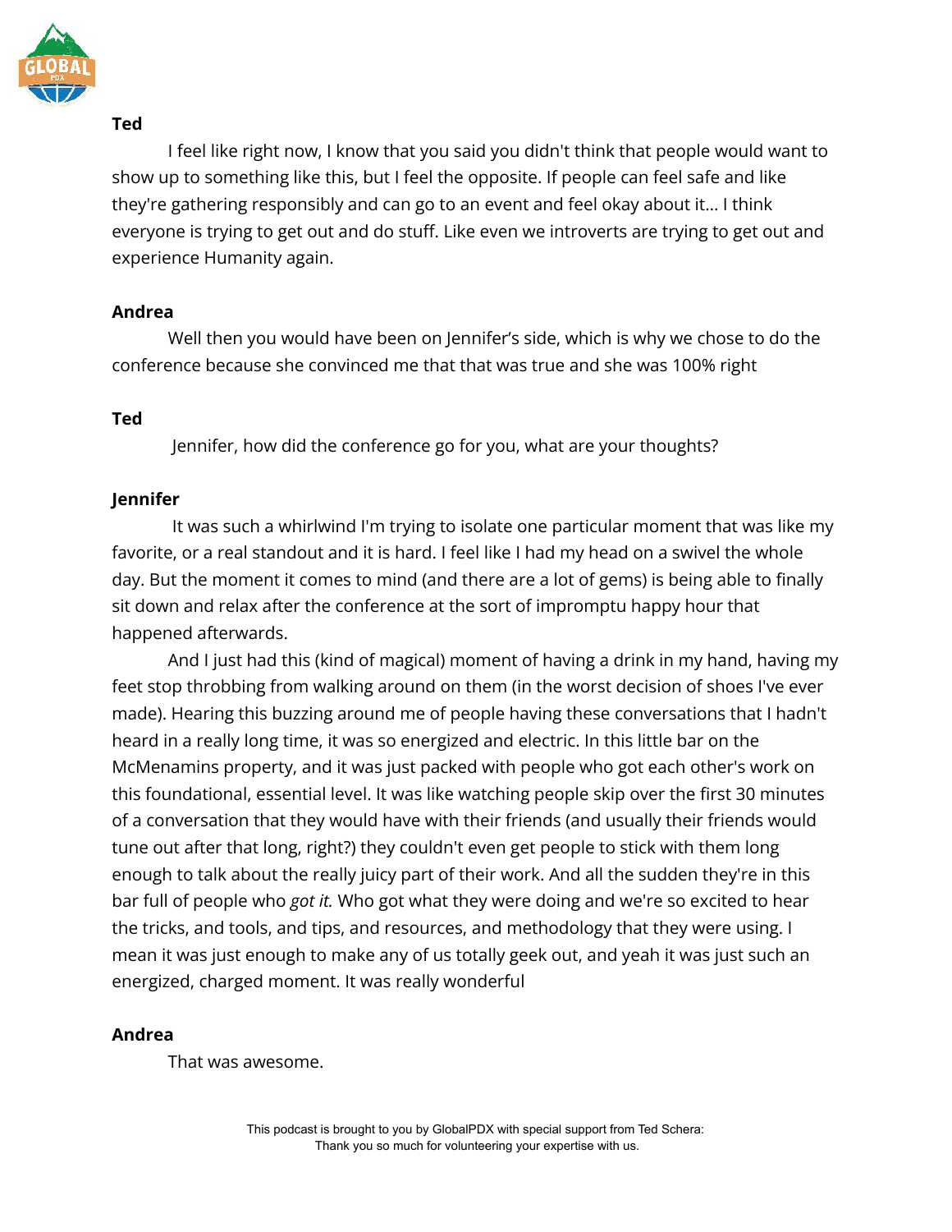**Ted**

I feel like right now, I know that you said you didn't think that people would want to show up to something like this, but I feel the opposite. If people can feel safe and like they're gathering responsibly and can go to an event and feel okay about it... I think everyone is trying to get out and do stuff. Like even we introverts are trying to get out and experience Humanity again.

**Andrea**

Well then you would have been on Jennifer's side, which is why we chose to do the conference because she convinced me that that was true and she was 100% right

**Ted**

Jennifer, how did the conference go for you, what are your thoughts?

**Jennifer**

It was such a whirlwind I'm trying to isolate one particular moment that was like my favorite, or a real standout and it is hard. I feel like I had my head on a swivel the whole day. But the moment it comes to mind (and there are a lot of gems) is being able to finally sit down and relax after the conference at the sort of impromptu happy hour that happened afterwards.

And I just had this (kind of magical) moment of having a drink in my hand, having my feet stop throbbing from walking around on them (in the worst decision of shoes I've ever made). Hearing this buzzing around me of people having these conversations that I hadn't heard in a really long time, it was so energized and electric. In this little bar on the McMenamins property, and it was just packed with people who got each other's work on this foundational, essential level. It was like watching people skip over the first 30 minutes of a conversation that they would have with their friends (and usually their friends would tune out after that long, right?) they couldn't even get people to stick with them long enough to talk about the really juicy part of their work. And all the sudden they're in this bar full of people who *got it.* Who got what they were doing and we're so excited to hear the tricks, and tools, and tips, and resources, and methodology that they were using. I mean it was just enough to make any of us totally geek out, and yeah it was just such an energized, charged moment. It was really wonderful

**Andrea**

That was awesome.

This podcast is brought to you by GlobalPDX with special support from Ted Schera: Thank you so much for volunteering your expertise with us.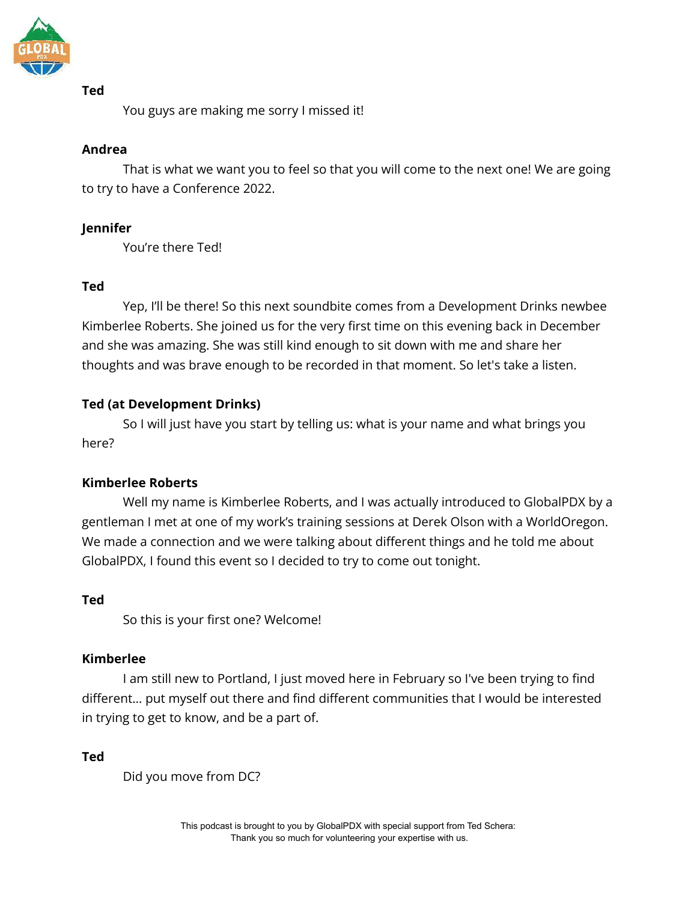**Ted**

You guys are making me sorry I missed it!

**Andrea**

That is what we want you to feel so that you will come to the next one! We are going to try to have a Conference 2022.

**Jennifer**

You're there Ted!

**Ted**

Yep, I'll be there! So this next soundbite comes from a Development Drinks newbee Kimberlee Roberts. She joined us for the very first time on this evening back in December and she was amazing. She was still kind enough to sit down with me and share her thoughts and was brave enough to be recorded in that moment. So let's take a listen.

**Ted (at Development Drinks)**

So I will just have you start by telling us: what is your name and what brings you here?

**Kimberlee Roberts**

Well my name is Kimberlee Roberts, and I was actually introduced to GlobalPDX by a gentleman I met at one of my work's training sessions at Derek Olson with a WorldOregon. We made a connection and we were talking about different things and he told me about GlobalPDX, I found this event so I decided to try to come out tonight.

**Ted**

So this is your first one? Welcome!

**Kimberlee**

I am still new to Portland, I just moved here in February so I've been trying to find different… put myself out there and find different communities that I would be interested in trying to get to know, and be a part of.

**Ted**

Did you move from DC?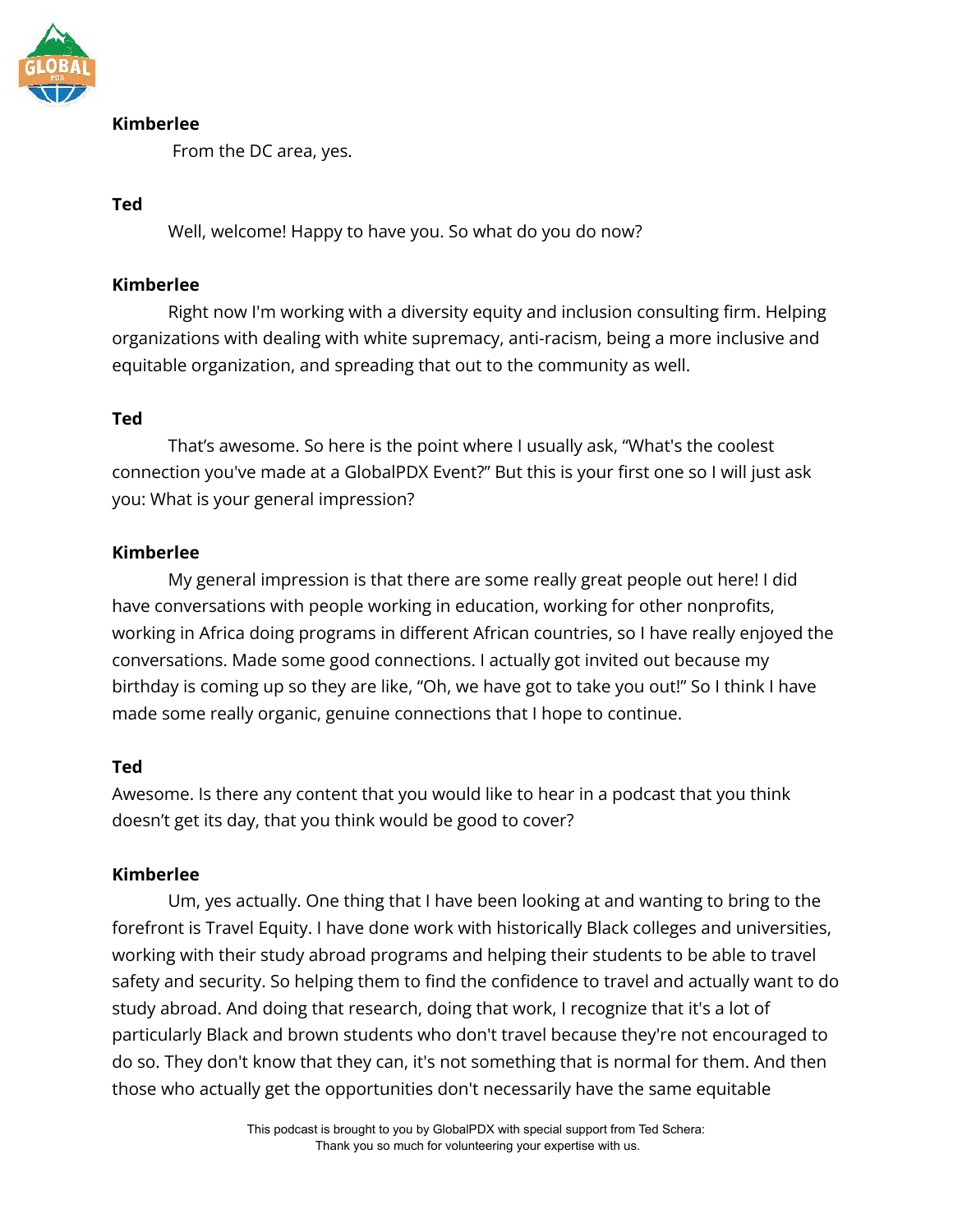**Kimberlee**

From the DC area, yes.

**Ted**

Well, welcome! Happy to have you. So what do you do now?

**Kimberlee**

Right now I'm working with a diversity equity and inclusion consulting firm. Helping organizations with dealing with white supremacy, anti-racism, being a more inclusive and equitable organization, and spreading that out to the community as well.

**Ted**

That's awesome. So here is the point where I usually ask, "What's the coolest connection you've made at a GlobalPDX Event?" But this is your first one so I will just ask you: What is your general impression?

**Kimberlee**

My general impression is that there are some really great people out here! I did have conversations with people working in education, working for other nonprofits, working in Africa doing programs in different African countries, so I have really enjoyed the conversations. Made some good connections. I actually got invited out because my birthday is coming up so they are like, "Oh, we have got to take you out!" So I think I have made some really organic, genuine connections that I hope to continue.

**Ted**

Awesome. Is there any content that you would like to hear in a podcast that you think doesn't get its day, that you think would be good to cover?

**Kimberlee**

Um, yes actually. One thing that I have been looking at and wanting to bring to the forefront is Travel Equity. I have done work with historically Black colleges and universities, working with their study abroad programs and helping their students to be able to travel safety and security. So helping them to find the confidence to travel and actually want to do study abroad. And doing that research, doing that work, I recognize that it's a lot of particularly Black and brown students who don't travel because they're not encouraged to do so. They don't know that they can, it's not something that is normal for them. And then those who actually get the opportunities don't necessarily have the same equitable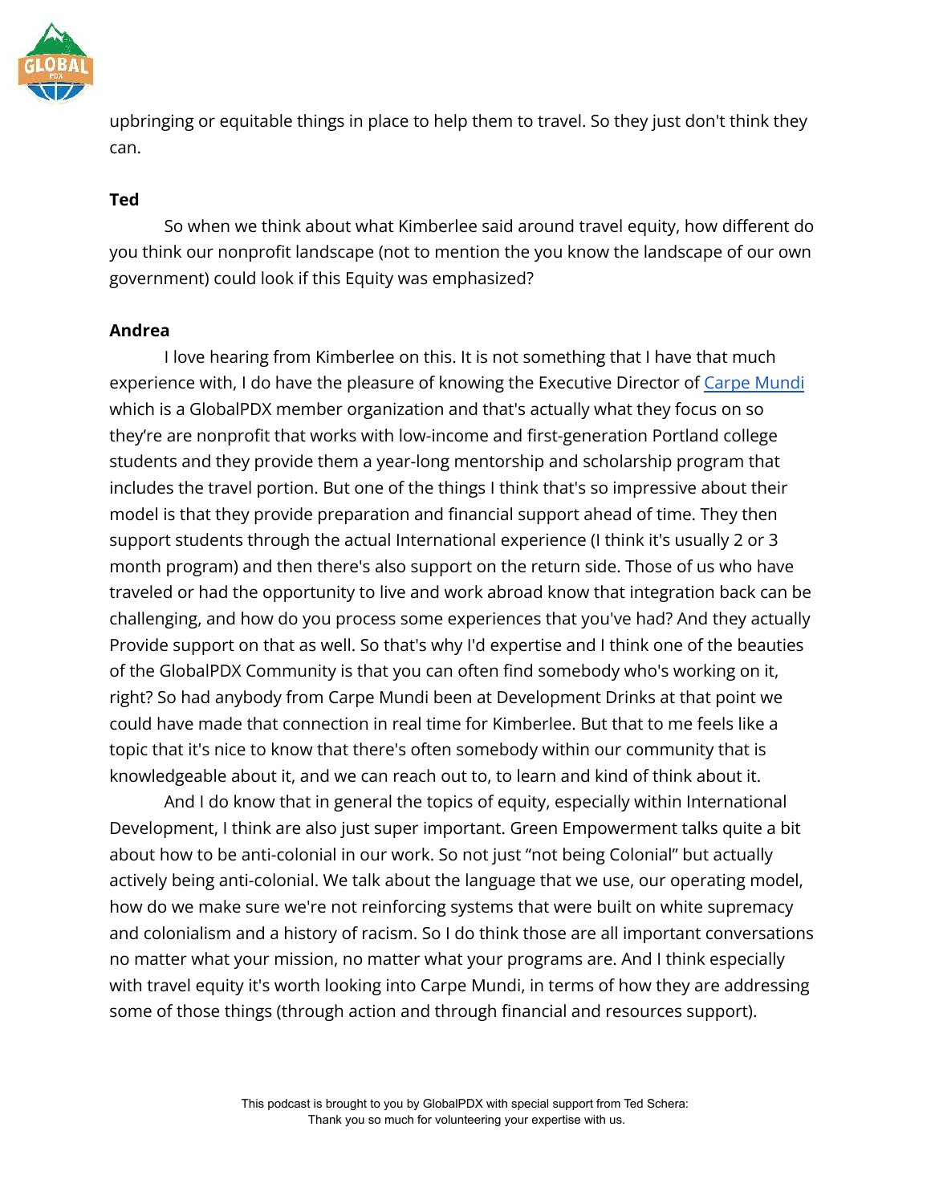upbringing or equitable things in place to help them to travel. So they just don't think they can.

**Ted**

So when we think about what Kimberlee said around travel equity, how different do you think our nonprofit landscape (not to mention the you know the landscape of our own government) could look if this Equity was emphasized?

**Andrea**

I love hearing from Kimberlee on this. It is not something that I have that much experience with, I do have the pleasure of knowing the Executive Director of [Carpe Mundi]() which is a GlobalPDX member organization and that's actually what they focus on so they're are nonprofit that works with low-income and first-generation Portland college students and they provide them a year-long mentorship and scholarship program that includes the travel portion. But one of the things I think that's so impressive about their model is that they provide preparation and financial support ahead of time. They then support students through the actual International experience (I think it's usually 2 or 3 month program) and then there's also support on the return side. Those of us who have traveled or had the opportunity to live and work abroad know that integration back can be challenging, and how do you process some experiences that you've had? And they actually Provide support on that as well. So that's why I'd expertise and I think one of the beauties of the GlobalPDX Community is that you can often find somebody who's working on it, right? So had anybody from Carpe Mundi been at Development Drinks at that point we could have made that connection in real time for Kimberlee. But that to me feels like a topic that it's nice to know that there's often somebody within our community that is knowledgeable about it, and we can reach out to, to learn and kind of think about it.

And I do know that in general the topics of equity, especially within International Development, I think are also just super important. Green Empowerment talks quite a bit about how to be anti-colonial in our work. So not just "not being Colonial" but actually actively being anti-colonial. We talk about the language that we use, our operating model, how do we make sure we're not reinforcing systems that were built on white supremacy and colonialism and a history of racism. So I do think those are all important conversations no matter what your mission, no matter what your programs are. And I think especially with travel equity it's worth looking into Carpe Mundi, in terms of how they are addressing some of those things (through action and through financial and resources support).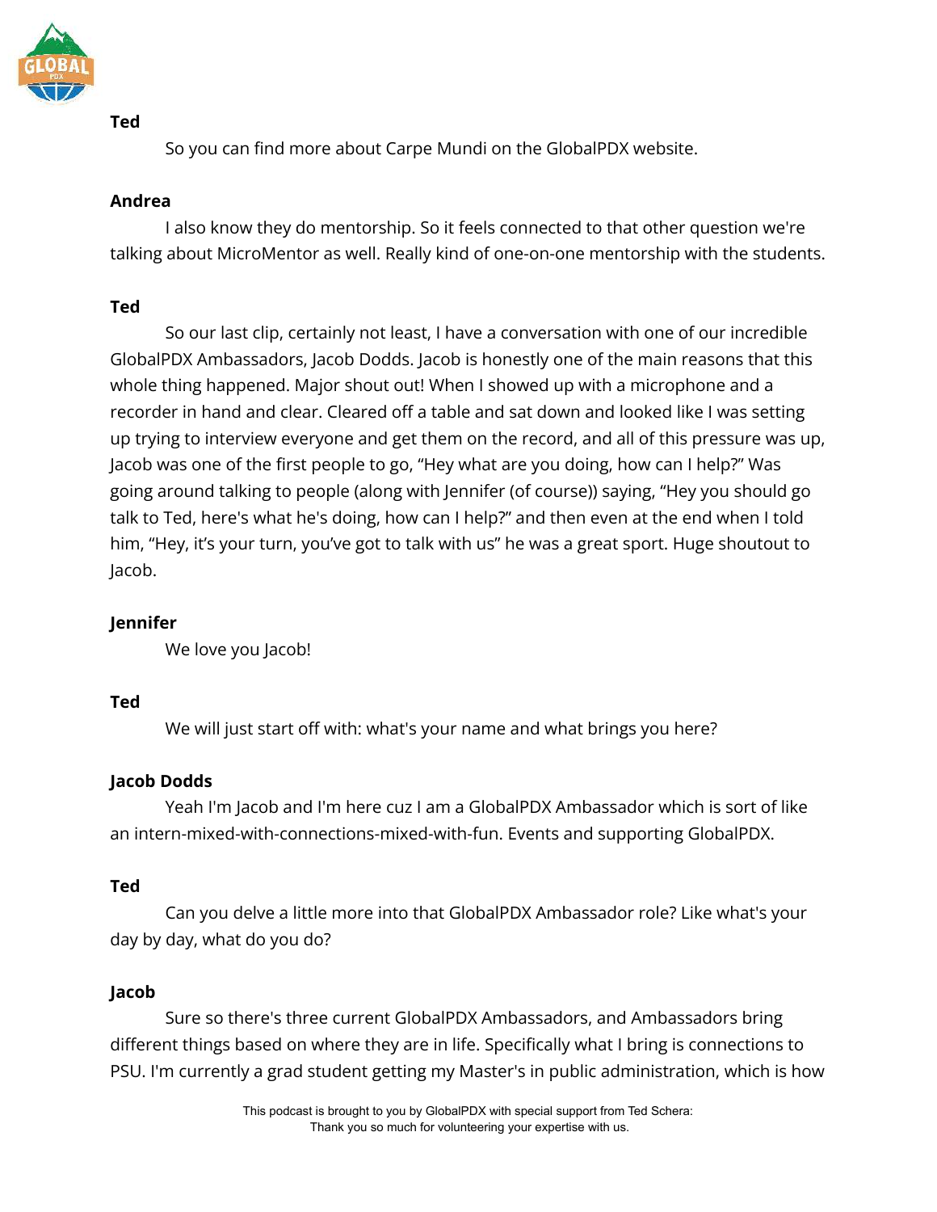**Ted**

So you can find more about Carpe Mundi on the GlobalPDX website.

**Andrea**

I also know they do mentorship. So it feels connected to that other question we're talking about MicroMentor as well. Really kind of one-on-one mentorship with the students.

**Ted**

So our last clip, certainly not least, I have a conversation with one of our incredible GlobalPDX Ambassadors, Jacob Dodds. Jacob is honestly one of the main reasons that this whole thing happened. Major shout out! When I showed up with a microphone and a recorder in hand and clear. Cleared off a table and sat down and looked like I was setting up trying to interview everyone and get them on the record, and all of this pressure was up, Jacob was one of the first people to go, "Hey what are you doing, how can I help?" Was going around talking to people (along with Jennifer (of course)) saying, "Hey you should go talk to Ted, here's what he's doing, how can I help?" and then even at the end when I told him, "Hey, it's your turn, you've got to talk with us" he was a great sport. Huge shoutout to Jacob.

**Jennifer**

We love you Jacob!

**Ted**

We will just start off with: what's your name and what brings you here?

**Jacob Dodds**

Yeah I'm Jacob and I'm here cuz I am a GlobalPDX Ambassador which is sort of like an intern-mixed-with-connections-mixed-with-fun. Events and supporting GlobalPDX.

**Ted**

Can you delve a little more into that GlobalPDX Ambassador role? Like what's your day by day, what do you do?

**Jacob**

Sure so there's three current GlobalPDX Ambassadors, and Ambassadors bring different things based on where they are in life. Specifically what I bring is connections to PSU. I'm currently a grad student getting my Master's in public administration, which is how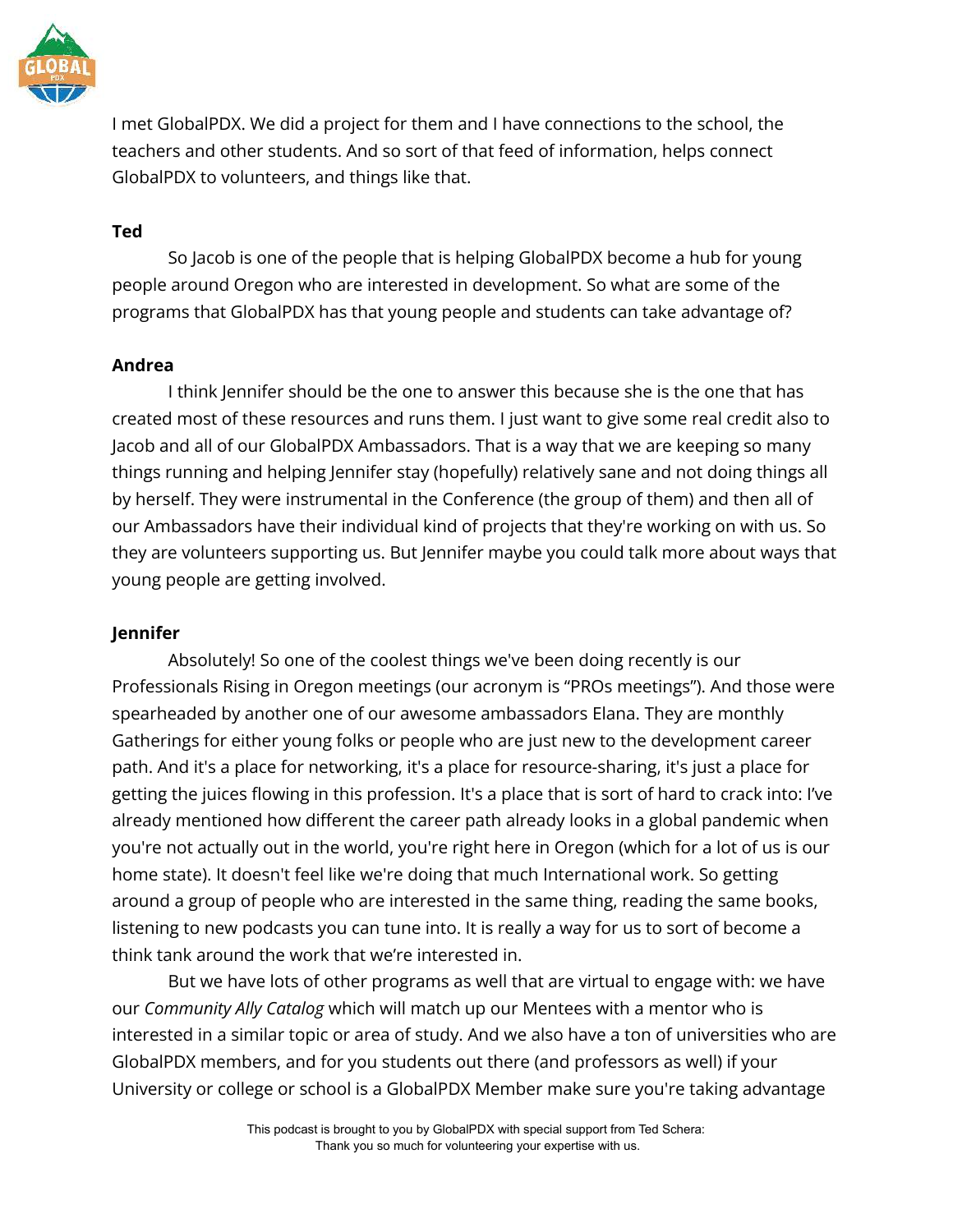I met GlobalPDX. We did a project for them and I have connections to the school, the teachers and other students. And so sort of that feed of information, helps connect GlobalPDX to volunteers, and things like that.

**Ted**

So Jacob is one of the people that is helping GlobalPDX become a hub for young people around Oregon who are interested in development. So what are some of the programs that GlobalPDX has that young people and students can take advantage of?

**Andrea**

I think Jennifer should be the one to answer this because she is the one that has created most of these resources and runs them. I just want to give some real credit also to Jacob and all of our GlobalPDX Ambassadors. That is a way that we are keeping so many things running and helping Jennifer stay (hopefully) relatively sane and not doing things all by herself. They were instrumental in the Conference (the group of them) and then all of our Ambassadors have their individual kind of projects that they're working on with us. So they are volunteers supporting us. But Jennifer maybe you could talk more about ways that young people are getting involved.

**Jennifer**

Absolutely! So one of the coolest things we've been doing recently is our Professionals Rising in Oregon meetings (our acronym is "PROs meetings"). And those were spearheaded by another one of our awesome ambassadors Elana. They are monthly Gatherings for either young folks or people who are just new to the development career path. And it's a place for networking, it's a place for resource-sharing, it's just a place for getting the juices flowing in this profession. It's a place that is sort of hard to crack into: I've already mentioned how different the career path already looks in a global pandemic when you're not actually out in the world, you're right here in Oregon (which for a lot of us is our home state). It doesn't feel like we're doing that much International work. So getting around a group of people who are interested in the same thing, reading the same books, listening to new podcasts you can tune into. It is really a way for us to sort of become a think tank around the work that we're interested in.

But we have lots of other programs as well that are virtual to engage with: we have our *Community Ally Catalog* which will match up our Mentees with a mentor who is interested in a similar topic or area of study. And we also have a ton of universities who are GlobalPDX members, and for you students out there (and professors as well) if your University or college or school is a GlobalPDX Member make sure you're taking advantage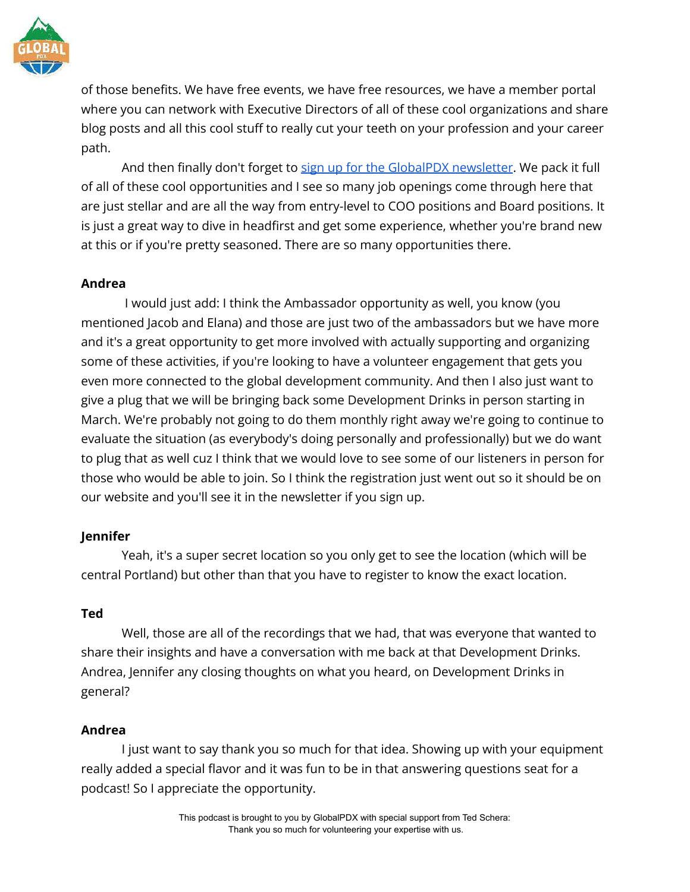of those benefits. We have free events, we have free resources, we have a member portal where you can network with Executive Directors of all of these cool organizations and share blog posts and all this cool stuff to really cut your teeth on your profession and your career path.

And then finally don't forget to [sign up for the GlobalPDX newsletter](). We pack it full of all of these cool opportunities and I see so many job openings come through here that are just stellar and are all the way from entry-level to COO positions and Board positions. It is just a great way to dive in headfirst and get some experience, whether you're brand new at this or if you're pretty seasoned. There are so many opportunities there.

**Andrea**

I would just add: I think the Ambassador opportunity as well, you know (you mentioned Jacob and Elana) and those are just two of the ambassadors but we have more and it's a great opportunity to get more involved with actually supporting and organizing some of these activities, if you're looking to have a volunteer engagement that gets you even more connected to the global development community. And then I also just want to give a plug that we will be bringing back some Development Drinks in person starting in March. We're probably not going to do them monthly right away we're going to continue to evaluate the situation (as everybody's doing personally and professionally) but we do want to plug that as well cuz I think that we would love to see some of our listeners in person for those who would be able to join. So I think the registration just went out so it should be on our website and you'll see it in the newsletter if you sign up.

**Jennifer**

Yeah, it's a super secret location so you only get to see the location (which will be central Portland) but other than that you have to register to know the exact location.

**Ted**

Well, those are all of the recordings that we had, that was everyone that wanted to share their insights and have a conversation with me back at that Development Drinks. Andrea, Jennifer any closing thoughts on what you heard, on Development Drinks in general?

**Andrea**

I just want to say thank you so much for that idea. Showing up with your equipment really added a special flavor and it was fun to be in that answering questions seat for a podcast! So I appreciate the opportunity.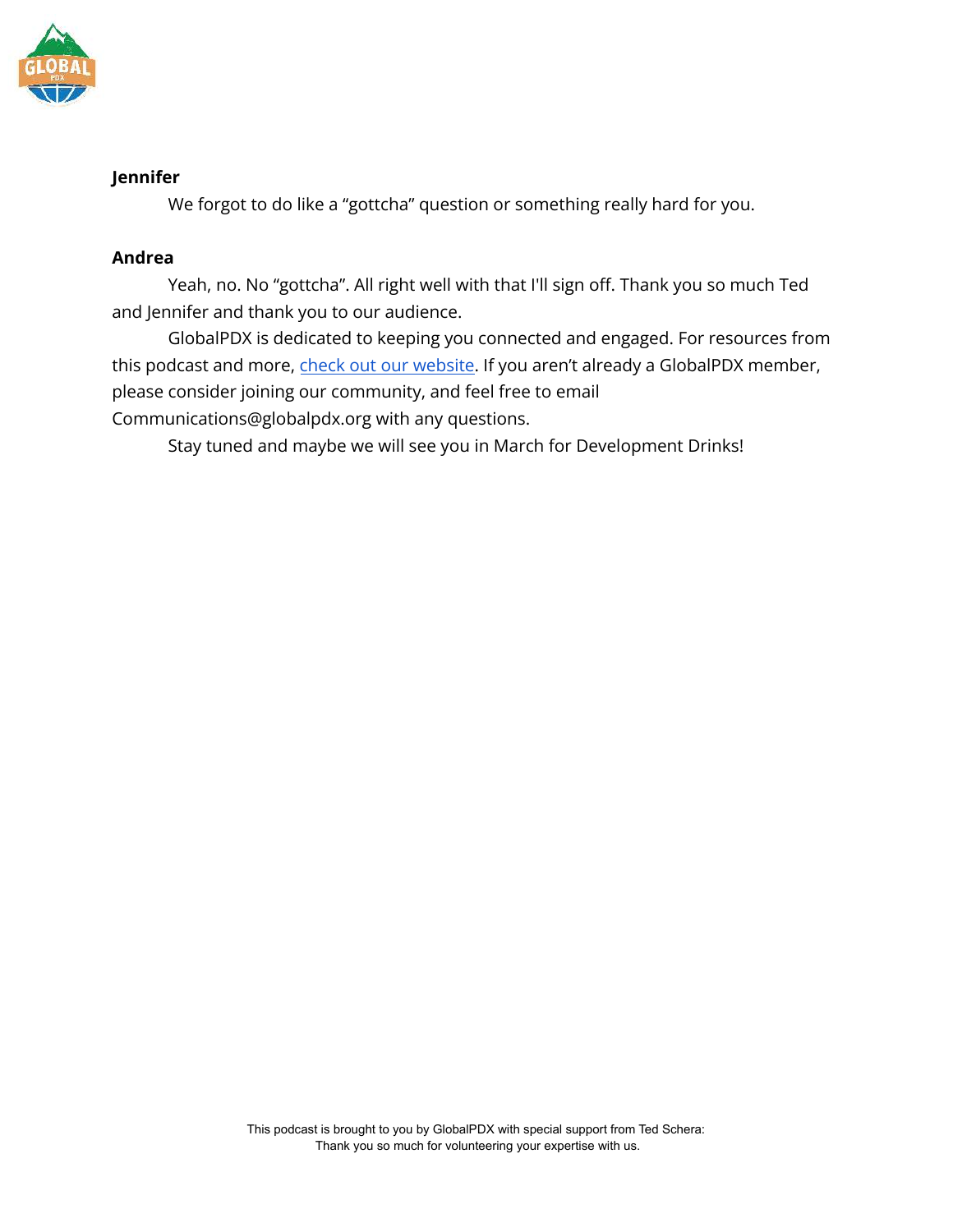**Jennifer**

We forgot to do like a “gottcha” question or something really hard for you.

**Andrea**

Yeah, no. No “gottcha”. All right well with that I'll sign off. Thank you so much Ted and Jennifer and thank you to our audience.

GlobalPDX is dedicated to keeping you connected and engaged. For resources from this podcast and more, check out our website. If you aren’t already a GlobalPDX member, please consider joining our community, and feel free to email Communications@globalpdx.org with any questions.

Stay tuned and maybe we will see you in March for Development Drinks!

This podcast is brought to you by GlobalPDX with special support from Ted Schera: Thank you so much for volunteering your expertise with us.